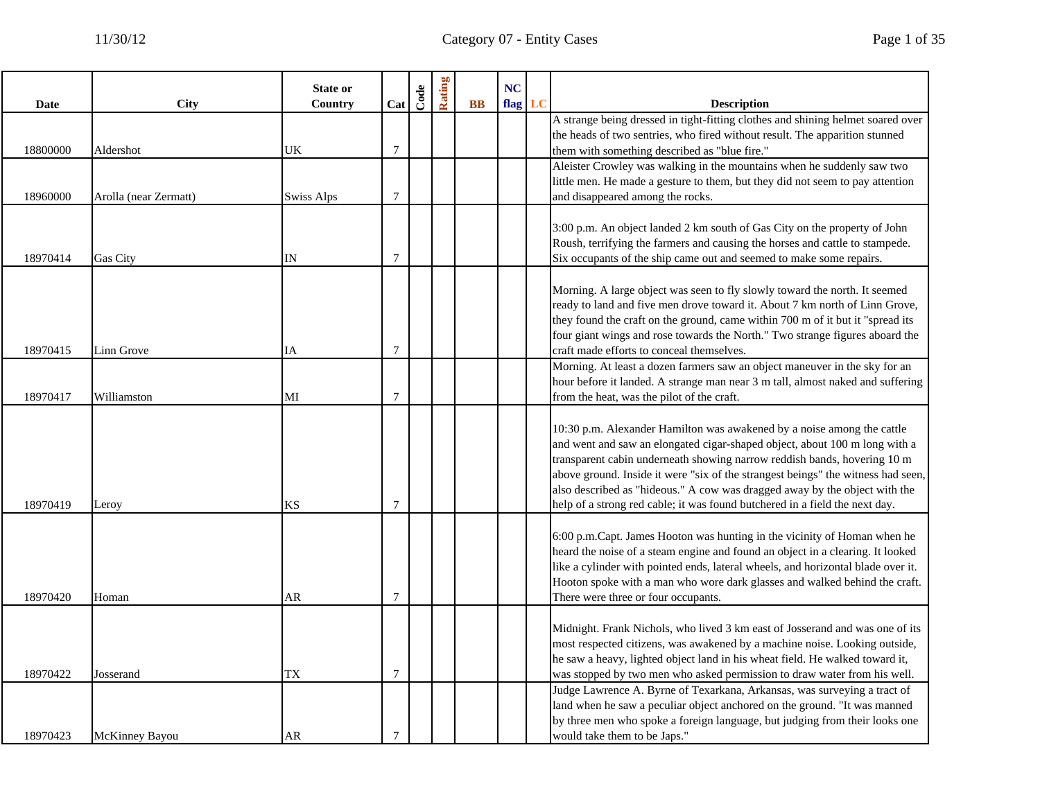| Date | City | State or Country | Cat | Code | Rating | BB | NC flag | LC | Description |
|---|---|---|---|---|---|---|---|---|---|
| 18800000 | Aldershot | UK | 7 | | | | | | A strange being dressed in tight-fitting clothes and shining helmet soared over the heads of two sentries, who fired without result. The apparition stunned them with something described as "blue fire." |
| 18960000 | Arolla (near Zermatt) | Swiss Alps | 7 | | | | | | Aleister Crowley was walking in the mountains when he suddenly saw two little men. He made a gesture to them, but they did not seem to pay attention and disappeared among the rocks. |
| 18970414 | Gas City | IN | 7 | | | | | | 3:00 p.m. An object landed 2 km south of Gas City on the property of John Roush, terrifying the farmers and causing the horses and cattle to stampede. Six occupants of the ship came out and seemed to make some repairs. |
| 18970415 | Linn Grove | IA | 7 | | | | | | Morning. A large object was seen to fly slowly toward the north. It seemed ready to land and five men drove toward it. About 7 km north of Linn Grove, they found the craft on the ground, came within 700 m of it but it "spread its four giant wings and rose towards the North." Two strange figures aboard the craft made efforts to conceal themselves. |
| 18970417 | Williamston | MI | 7 | | | | | | Morning. At least a dozen farmers saw an object maneuver in the sky for an hour before it landed. A strange man near 3 m tall, almost naked and suffering from the heat, was the pilot of the craft. |
| 18970419 | Leroy | KS | 7 | | | | | | 10:30 p.m. Alexander Hamilton was awakened by a noise among the cattle and went and saw an elongated cigar-shaped object, about 100 m long with a transparent cabin underneath showing narrow reddish bands, hovering 10 m above ground. Inside it were "six of the strangest beings" the witness had seen, also described as "hideous." A cow was dragged away by the object with the help of a strong red cable; it was found butchered in a field the next day. |
| 18970420 | Homan | AR | 7 | | | | | | 6:00 p.m.Capt. James Hooton was hunting in the vicinity of Homan when he heard the noise of a steam engine and found an object in a clearing. It looked like a cylinder with pointed ends, lateral wheels, and horizontal blade over it. Hooton spoke with a man who wore dark glasses and walked behind the craft. There were three or four occupants. |
| 18970422 | Josserand | TX | 7 | | | | | | Midnight. Frank Nichols, who lived 3 km east of Josserand and was one of its most respected citizens, was awakened by a machine noise. Looking outside, he saw a heavy, lighted object land in his wheat field. He walked toward it, was stopped by two men who asked permission to draw water from his well. |
| 18970423 | McKinney Bayou | AR | 7 | | | | | | Judge Lawrence A. Byrne of Texarkana, Arkansas, was surveying a tract of land when he saw a peculiar object anchored on the ground. "It was manned by three men who spoke a foreign language, but judging from their looks one would take them to be Japs." |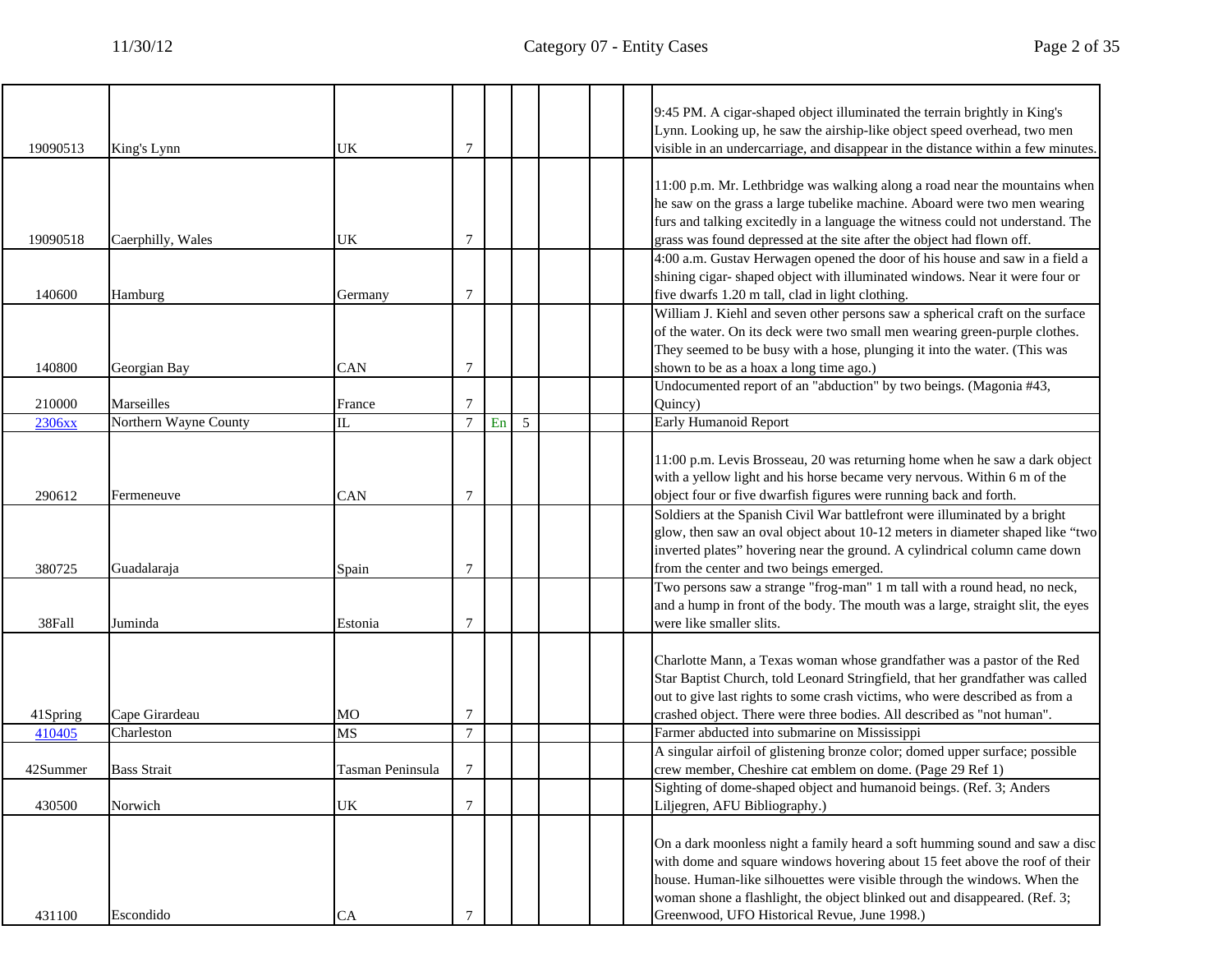|  |  |  |  |  |  |  |  |  |  |
|---|---|---|---|---|---|---|---|---|---|
| 19090513 | King's Lynn | UK | 7 |  |  |  |  |  | 9:45 PM. A cigar-shaped object illuminated the terrain brightly in King's Lynn. Looking up, he saw the airship-like object speed overhead, two men visible in an undercarriage, and disappear in the distance within a few minutes. |
| 19090518 | Caerphilly, Wales | UK | 7 |  |  |  |  |  | 11:00 p.m. Mr. Lethbridge was walking along a road near the mountains when he saw on the grass a large tubelike machine. Aboard were two men wearing furs and talking excitedly in a language the witness could not understand. The grass was found depressed at the site after the object had flown off. |
| 140600 | Hamburg | Germany | 7 |  |  |  |  |  | 4:00 a.m. Gustav Herwagen opened the door of his house and saw in a field a shining cigar- shaped object with illuminated windows. Near it were four or five dwarfs 1.20 m tall, clad in light clothing. |
| 140800 | Georgian Bay | CAN | 7 |  |  |  |  |  | William J. Kiehl and seven other persons saw a spherical craft on the surface of the water. On its deck were two small men wearing green-purple clothes. They seemed to be busy with a hose, plunging it into the water. (This was shown to be as a hoax a long time ago.) |
| 210000 | Marseilles | France | 7 |  |  |  |  |  | Undocumented report of an "abduction" by two beings. (Magonia #43, Quincy) |
| 2306xx | Northern Wayne County | IL | 7 | En | 5 |  |  |  | Early Humanoid Report |
| 290612 | Fermeneuve | CAN | 7 |  |  |  |  |  | 11:00 p.m. Levis Brosseau, 20 was returning home when he saw a dark object with a yellow light and his horse became very nervous. Within 6 m of the object four or five dwarfish figures were running back and forth. |
| 380725 | Guadalaraja | Spain | 7 |  |  |  |  |  | Soldiers at the Spanish Civil War battlefront were illuminated by a bright glow, then saw an oval object about 10-12 meters in diameter shaped like "two inverted plates" hovering near the ground. A cylindrical column came down from the center and two beings emerged. |
| 38Fall | Juminda | Estonia | 7 |  |  |  |  |  | Two persons saw a strange "frog-man" 1 m tall with a round head, no neck, and a hump in front of the body. The mouth was a large, straight slit, the eyes were like smaller slits. |
| 41Spring | Cape Girardeau | MO | 7 |  |  |  |  |  | Charlotte Mann, a Texas woman whose grandfather was a pastor of the Red Star Baptist Church, told Leonard Stringfield, that her grandfather was called out to give last rights to some crash victims, who were described as from a crashed object. There were three bodies. All described as "not human". |
| 410405 | Charleston | MS | 7 |  |  |  |  |  | Farmer abducted into submarine on Mississippi |
| 42Summer | Bass Strait | Tasman Peninsula | 7 |  |  |  |  |  | A singular airfoil of glistening bronze color; domed upper surface; possible crew member, Cheshire cat emblem on dome. (Page 29 Ref 1) |
| 430500 | Norwich | UK | 7 |  |  |  |  |  | Sighting of dome-shaped object and humanoid beings. (Ref. 3; Anders Liljegren, AFU Bibliography.) |
| 431100 | Escondido | CA | 7 |  |  |  |  |  | On a dark moonless night a family heard a soft humming sound and saw a disc with dome and square windows hovering about 15 feet above the roof of their house. Human-like silhouettes were visible through the windows. When the woman shone a flashlight, the object blinked out and disappeared. (Ref. 3; Greenwood, UFO Historical Revue, June 1998.) |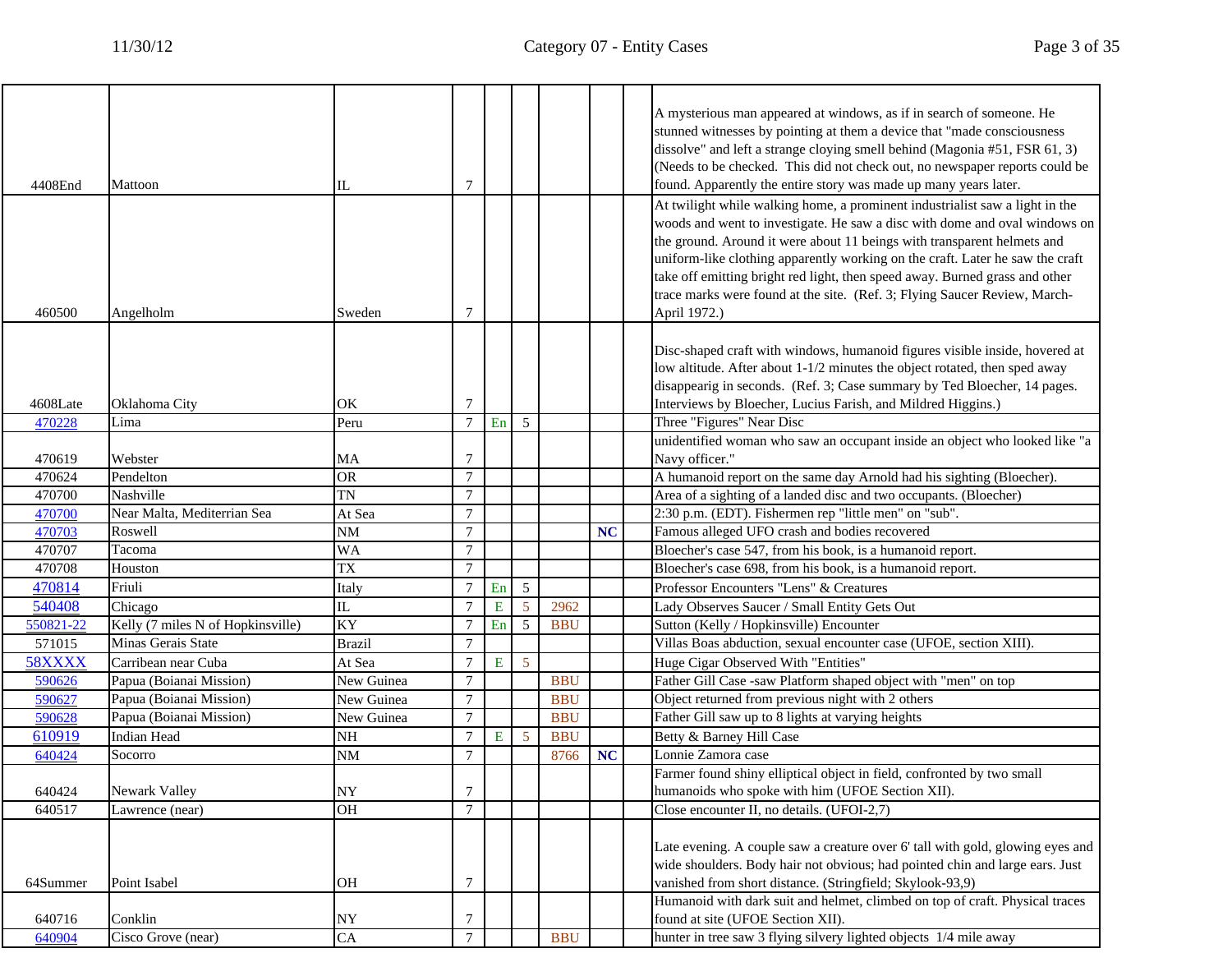| | | | | | | | | | | |
|---|---|---|---|---|---|---|---|---|---|---|
| 4408End | Mattoon | IL | 7 | | | | | | | A mysterious man appeared at windows, as if in search of someone. He stunned witnesses by pointing at them a device that "made consciousness dissolve" and left a strange cloying smell behind (Magonia #51, FSR 61, 3) (Needs to be checked. This did not check out, no newspaper reports could be found. Apparently the entire story was made up many years later. |
| 460500 | Angelholm | Sweden | 7 | | | | | | | At twilight while walking home, a prominent industrialist saw a light in the woods and went to investigate. He saw a disc with dome and oval windows on the ground. Around it were about 11 beings with transparent helmets and uniform-like clothing apparently working on the craft. Later he saw the craft take off emitting bright red light, then speed away. Burned grass and other trace marks were found at the site. (Ref. 3; Flying Saucer Review, March-April 1972.) |
| 4608Late | Oklahoma City | OK | 7 | | | | | | | Disc-shaped craft with windows, humanoid figures visible inside, hovered at low altitude. After about 1-1/2 minutes the object rotated, then sped away disappearig in seconds. (Ref. 3; Case summary by Ted Bloecher, 14 pages. Interviews by Bloecher, Lucius Farish, and Mildred Higgins.) |
| 470228 | Lima | Peru | 7 | En | 5 | | | | | Three "Figures" Near Disc |
| 470619 | Webster | MA | 7 | | | | | | | unidentified woman who saw an occupant inside an object who looked like "a Navy officer." |
| 470624 | Pendelton | OR | 7 | | | | | | | A humanoid report on the same day Arnold had his sighting (Bloecher). |
| 470700 | Nashville | TN | 7 | | | | | | | Area of a sighting of a landed disc and two occupants. (Bloecher) |
| 470700 | Near Malta, Mediterrian Sea | At Sea | 7 | | | | | | | 2:30 p.m. (EDT). Fishermen rep "little men" on "sub". |
| 470703 | Roswell | NM | 7 | | | | | NC | | Famous alleged UFO crash and bodies recovered |
| 470707 | Tacoma | WA | 7 | | | | | | | Bloecher's case 547, from his book, is a humanoid report. |
| 470708 | Houston | TX | 7 | | | | | | | Bloecher's case 698, from his book, is a humanoid report. |
| 470814 | Friuli | Italy | 7 | En | 5 | | | | | Professor Encounters "Lens" & Creatures |
| 540408 | Chicago | IL | 7 | E | 5 | 2962 | | | | Lady Observes Saucer / Small Entity Gets Out |
| 550821-22 | Kelly (7 miles N of Hopkinsville) | KY | 7 | En | 5 | BBU | | | | Sutton (Kelly / Hopkinsville) Encounter |
| 571015 | Minas Gerais State | Brazil | 7 | | | | | | | Villas Boas abduction, sexual encounter case (UFOE, section XIII). |
| 58XXXX | Carribean near Cuba | At Sea | 7 | E | 5 | | | | | Huge Cigar Observed With "Entities" |
| 590626 | Papua (Boianai Mission) | New Guinea | 7 | | | BBU | | | | Father Gill Case -saw Platform shaped object with "men" on top |
| 590627 | Papua (Boianai Mission) | New Guinea | 7 | | | BBU | | | | Object returned from previous night with 2 others |
| 590628 | Papua (Boianai Mission) | New Guinea | 7 | | | BBU | | | | Father Gill saw up to 8 lights at varying heights |
| 610919 | Indian Head | NH | 7 | E | 5 | BBU | | | | Betty & Barney Hill Case |
| 640424 | Socorro | NM | 7 | | | 8766 | NC | | | Lonnie Zamora case |
| 640424 | Newark Valley | NY | 7 | | | | | | | Farmer found shiny elliptical object in field, confronted by two small humanoids who spoke with him (UFOE Section XII). |
| 640517 | Lawrence (near) | OH | 7 | | | | | | | Close encounter II, no details. (UFOI-2,7) |
| 64Summer | Point Isabel | OH | 7 | | | | | | | Late evening. A couple saw a creature over 6' tall with gold, glowing eyes and wide shoulders. Body hair not obvious; had pointed chin and large ears. Just vanished from short distance. (Stringfield; Skylook-93,9) |
| 640716 | Conklin | NY | 7 | | | | | | | Humanoid with dark suit and helmet, climbed on top of craft. Physical traces found at site (UFOE Section XII). |
| 640904 | Cisco Grove (near) | CA | 7 | | | BBU | | | | hunter in tree saw 3 flying silvery lighted objects 1/4 mile away |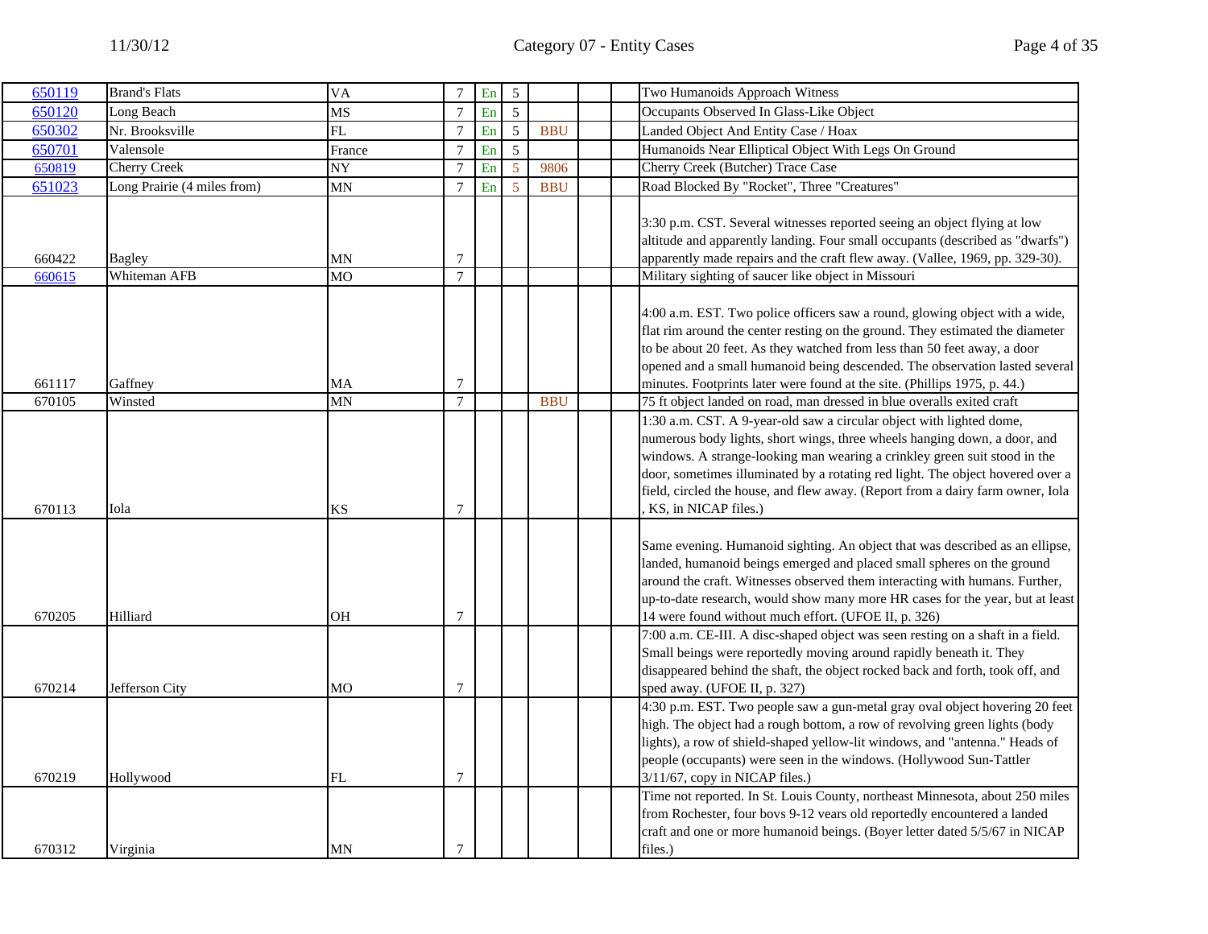| | | | | | | | | | |
|---|---|---|---|---|---|---|---|---|---|
| 650119 | Brand's Flats | VA | 7 | En | 5 | | | | Two Humanoids Approach Witness |
| 650120 | Long Beach | MS | 7 | En | 5 | | | | Occupants Observed In Glass-Like Object |
| 650302 | Nr. Brooksville | FL | 7 | En | 5 | BBU | | | Landed Object And Entity Case / Hoax |
| 650701 | Valensole | France | 7 | En | 5 | | | | Humanoids Near Elliptical Object With Legs On Ground |
| 650819 | Cherry Creek | NY | 7 | En | 5 | 9806 | | | Cherry Creek (Butcher) Trace Case |
| 651023 | Long Prairie (4 miles from) | MN | 7 | En | 5 | BBU | | | Road Blocked By "Rocket", Three "Creatures" |
| 660422 | Bagley | MN | 7 | | | | | | 3:30 p.m. CST. Several witnesses reported seeing an object flying at low altitude and apparently landing. Four small occupants (described as "dwarfs") apparently made repairs and the craft flew away. (Vallee, 1969, pp. 329-30). |
| 660615 | Whiteman AFB | MO | 7 | | | | | | Military sighting of saucer like object in Missouri |
| 661117 | Gaffney | MA | 7 | | | | | | 4:00 a.m. EST. Two police officers saw a round, glowing object with a wide, flat rim around the center resting on the ground. They estimated the diameter to be about 20 feet. As they watched from less than 50 feet away, a door opened and a small humanoid being descended. The observation lasted several minutes. Footprints later were found at the site. (Phillips 1975, p. 44.) |
| 670105 | Winsted | MN | 7 | | | BBU | | | 75 ft object landed on road, man dressed in blue overalls exited craft |
| 670113 | Iola | KS | 7 | | | | | | 1:30 a.m. CST. A 9-year-old saw a circular object with lighted dome, numerous body lights, short wings, three wheels hanging down, a door, and windows. A strange-looking man wearing a crinkley green suit stood in the door, sometimes illuminated by a rotating red light. The object hovered over a field, circled the house, and flew away. (Report from a dairy farm owner, Iola , KS, in NICAP files.) |
| 670205 | Hilliard | OH | 7 | | | | | | Same evening. Humanoid sighting. An object that was described as an ellipse, landed, humanoid beings emerged and placed small spheres on the ground around the craft. Witnesses observed them interacting with humans. Further, up-to-date research, would show many more HR cases for the year, but at least 14 were found without much effort. (UFOE II, p. 326) |
| 670214 | Jefferson City | MO | 7 | | | | | | 7:00 a.m. CE-III. A disc-shaped object was seen resting on a shaft in a field. Small beings were reportedly moving around rapidly beneath it. They disappeared behind the shaft, the object rocked back and forth, took off, and sped away. (UFOE II, p. 327) |
| 670219 | Hollywood | FL | 7 | | | | | | 4:30 p.m. EST. Two people saw a gun-metal gray oval object hovering 20 feet high. The object had a rough bottom, a row of revolving green lights (body lights), a row of shield-shaped yellow-lit windows, and "antenna." Heads of people (occupants) were seen in the windows. (Hollywood Sun-Tattler 3/11/67, copy in NICAP files.) |
| 670312 | Virginia | MN | 7 | | | | | | Time not reported. In St. Louis County, northeast Minnesota, about 250 miles from Rochester, four bovs 9-12 years old reportedly encountered a landed craft and one or more humanoid beings. (Boyer letter dated 5/5/67 in NICAP files.) |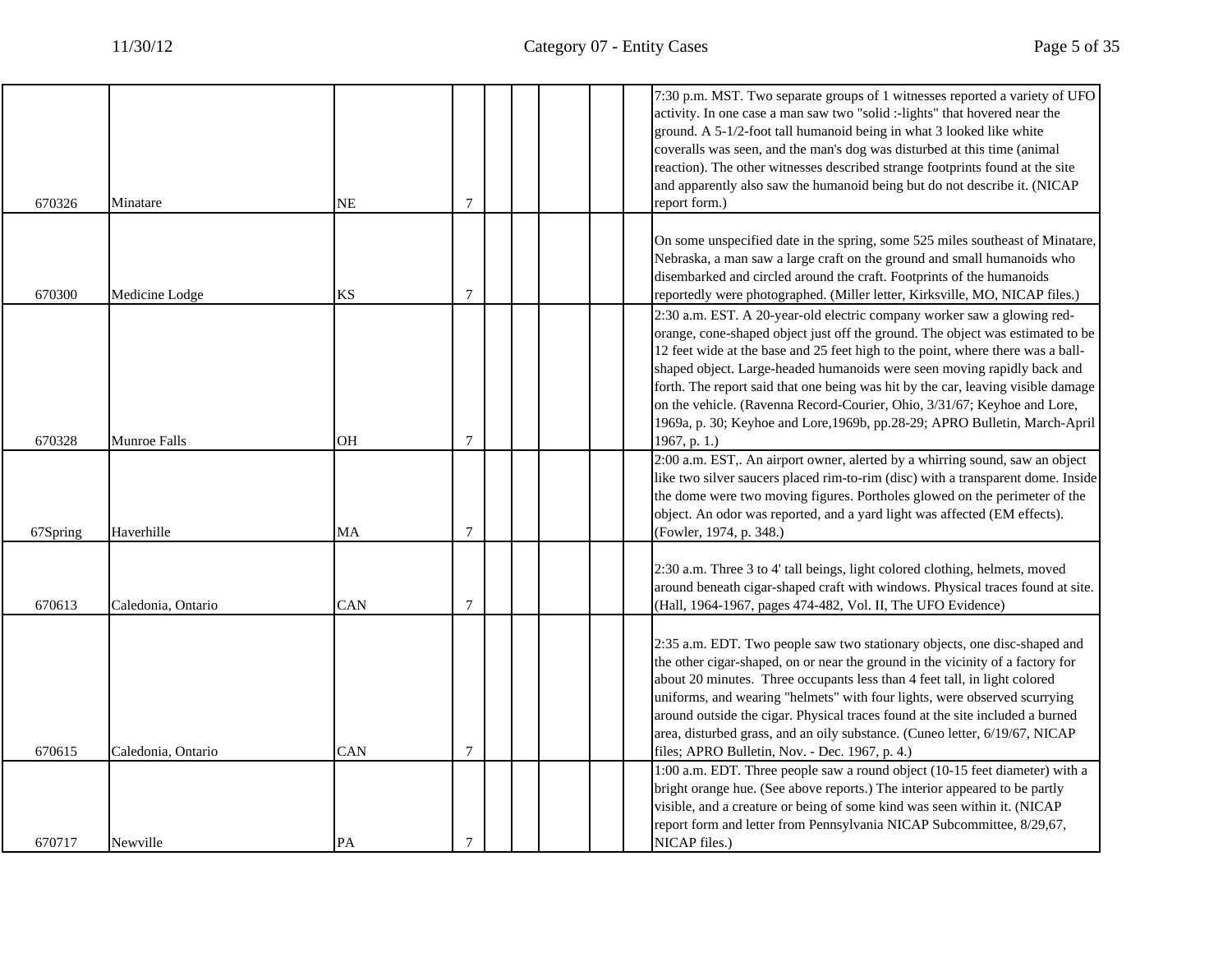| | | | | | | | | | | |
|---|---|---|---|---|---|---|---|---|---|---|
| 670326 | Minatare | NE | 7 | | | | | | | 7:30 p.m. MST. Two separate groups of 1 witnesses reported a variety of UFO activity. In one case a man saw two "solid :-lights" that hovered near the ground. A 5-1/2-foot tall humanoid being in what 3 looked like white coveralls was seen, and the man's dog was disturbed at this time (animal reaction). The other witnesses described strange footprints found at the site and apparently also saw the humanoid being but do not describe it. (NICAP report form.) |
| 670300 | Medicine Lodge | KS | 7 | | | | | | | On some unspecified date in the spring, some 525 miles southeast of Minatare, Nebraska, a man saw a large craft on the ground and small humanoids who disembarked and circled around the craft. Footprints of the humanoids reportedly were photographed. (Miller letter, Kirksville, MO, NICAP files.) |
| 670328 | Munroe Falls | OH | 7 | | | | | | | 2:30 a.m. EST. A 20-year-old electric company worker saw a glowing red-orange, cone-shaped object just off the ground. The object was estimated to be 12 feet wide at the base and 25 feet high to the point, where there was a ball-shaped object. Large-headed humanoids were seen moving rapidly back and forth. The report said that one being was hit by the car, leaving visible damage on the vehicle. (Ravenna Record-Courier, Ohio, 3/31/67; Keyhoe and Lore, 1969a, p. 30; Keyhoe and Lore,1969b, pp.28-29; APRO Bulletin, March-April 1967, p. 1.) |
| 67Spring | Haverhille | MA | 7 | | | | | | | 2:00 a.m. EST,. An airport owner, alerted by a whirring sound, saw an object like two silver saucers placed rim-to-rim (disc) with a transparent dome. Inside the dome were two moving figures. Portholes glowed on the perimeter of the object. An odor was reported, and a yard light was affected (EM effects). (Fowler, 1974, p. 348.) |
| 670613 | Caledonia, Ontario | CAN | 7 | | | | | | | 2:30 a.m. Three 3 to 4' tall beings, light colored clothing, helmets, moved around beneath cigar-shaped craft with windows. Physical traces found at site. (Hall, 1964-1967, pages 474-482, Vol. II, The UFO Evidence) |
| 670615 | Caledonia, Ontario | CAN | 7 | | | | | | | 2:35 a.m. EDT. Two people saw two stationary objects, one disc-shaped and the other cigar-shaped, on or near the ground in the vicinity of a factory for about 20 minutes. Three occupants less than 4 feet tall, in light colored uniforms, and wearing "helmets" with four lights, were observed scurrying around outside the cigar. Physical traces found at the site included a burned area, disturbed grass, and an oily substance. (Cuneo letter, 6/19/67, NICAP files; APRO Bulletin, Nov. - Dec. 1967, p. 4.) |
| 670717 | Newville | PA | 7 | | | | | | | 1:00 a.m. EDT. Three people saw a round object (10-15 feet diameter) with a bright orange hue. (See above reports.) The interior appeared to be partly visible, and a creature or being of some kind was seen within it. (NICAP report form and letter from Pennsylvania NICAP Subcommittee, 8/29,67, NICAP files.) |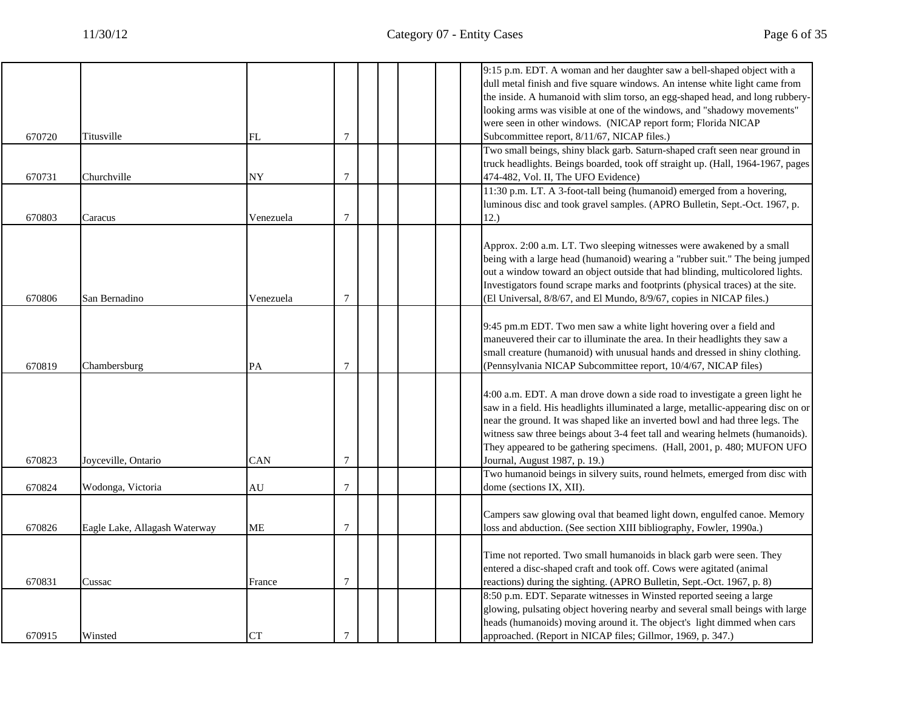|  |  |  |  |  |  |  |  |  |  |
|---|---|---|---|---|---|---|---|---|---|
| 670720 | Titusville | FL | 7 |  |  |  |  |  | 9:15 p.m. EDT. A woman and her daughter saw a bell-shaped object with a dull metal finish and five square windows. An intense white light came from the inside. A humanoid with slim torso, an egg-shaped head, and long rubbery-looking arms was visible at one of the windows, and "shadowy movements" were seen in other windows. (NICAP report form; Florida NICAP Subcommittee report, 8/11/67, NICAP files.) |
| 670731 | Churchville | NY | 7 |  |  |  |  |  | Two small beings, shiny black garb. Saturn-shaped craft seen near ground in truck headlights. Beings boarded, took off straight up. (Hall, 1964-1967, pages 474-482, Vol. II, The UFO Evidence) |
| 670803 | Caracus | Venezuela | 7 |  |  |  |  |  | 11:30 p.m. LT. A 3-foot-tall being (humanoid) emerged from a hovering, luminous disc and took gravel samples. (APRO Bulletin, Sept.-Oct. 1967, p. 12.) |
| 670806 | San Bernadino | Venezuela | 7 |  |  |  |  |  | Approx. 2:00 a.m. LT. Two sleeping witnesses were awakened by a small being with a large head (humanoid) wearing a "rubber suit." The being jumped out a window toward an object outside that had blinding, multicolored lights. Investigators found scrape marks and footprints (physical traces) at the site. (El Universal, 8/8/67, and El Mundo, 8/9/67, copies in NICAP files.) |
| 670819 | Chambersburg | PA | 7 |  |  |  |  |  | 9:45 pm.m EDT. Two men saw a white light hovering over a field and maneuvered their car to illuminate the area. In their headlights they saw a small creature (humanoid) with unusual hands and dressed in shiny clothing. (Pennsylvania NICAP Subcommittee report, 10/4/67, NICAP files) |
| 670823 | Joyceville, Ontario | CAN | 7 |  |  |  |  |  | 4:00 a.m. EDT. A man drove down a side road to investigate a green light he saw in a field. His headlights illuminated a large, metallic-appearing disc on or near the ground. It was shaped like an inverted bowl and had three legs. The witness saw three beings about 3-4 feet tall and wearing helmets (humanoids). They appeared to be gathering specimens. (Hall, 2001, p. 480; MUFON UFO Journal, August 1987, p. 19.) |
| 670824 | Wodonga, Victoria | AU | 7 |  |  |  |  |  | Two humanoid beings in silvery suits, round helmets, emerged from disc with dome (sections IX, XII). |
| 670826 | Eagle Lake, Allagash Waterway | ME | 7 |  |  |  |  |  | Campers saw glowing oval that beamed light down, engulfed canoe. Memory loss and abduction. (See section XIII bibliography, Fowler, 1990a.) |
| 670831 | Cussac | France | 7 |  |  |  |  |  | Time not reported. Two small humanoids in black garb were seen. They entered a disc-shaped craft and took off. Cows were agitated (animal reactions) during the sighting. (APRO Bulletin, Sept.-Oct. 1967, p. 8) |
| 670915 | Winsted | CT | 7 |  |  |  |  |  | 8:50 p.m. EDT. Separate witnesses in Winsted reported seeing a large glowing, pulsating object hovering nearby and several small beings with large heads (humanoids) moving around it. The object's light dimmed when cars approached. (Report in NICAP files; Gillmor, 1969, p. 347.) |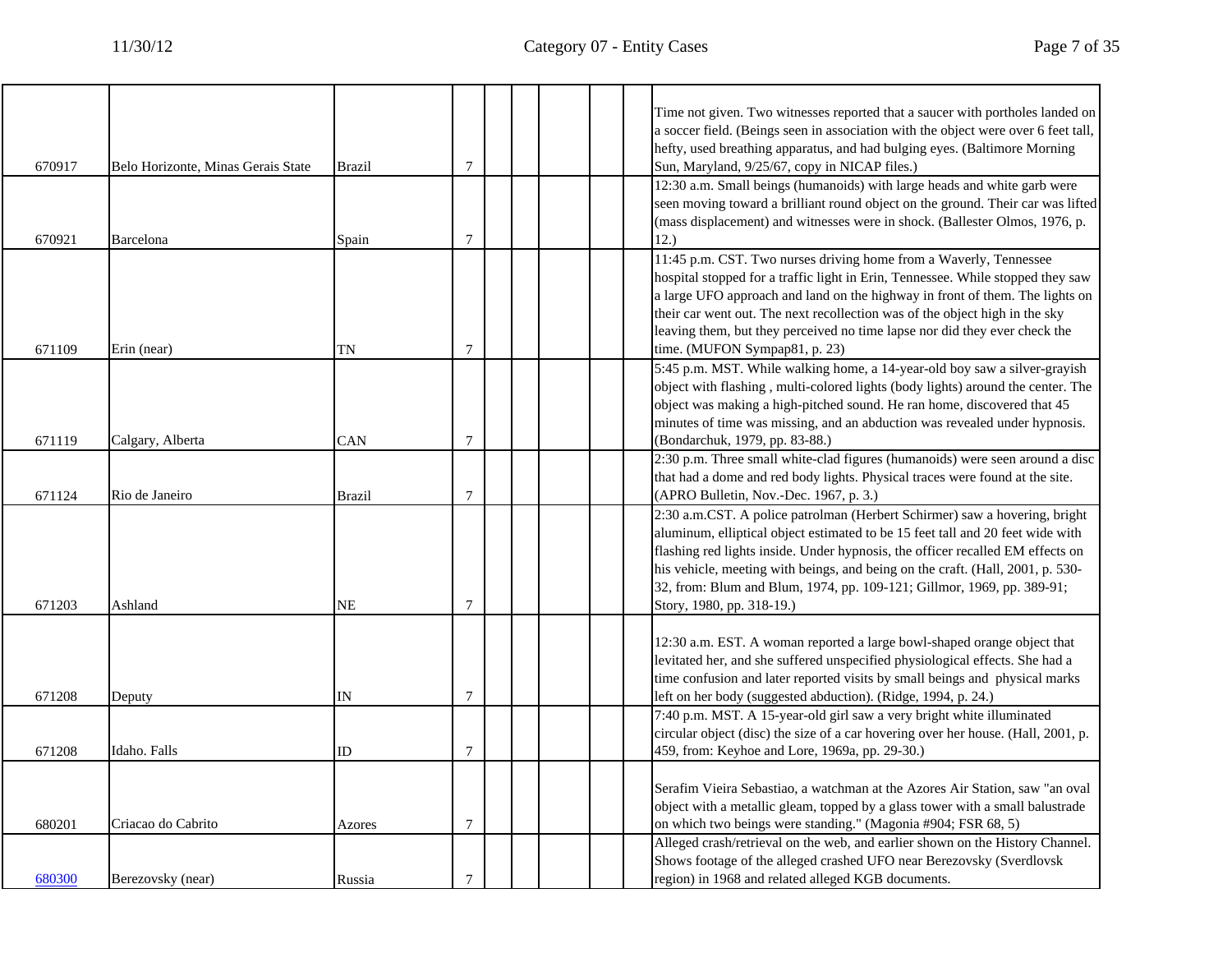| | | | | | | | | | |
|---|---|---|---|---|---|---|---|---|---|
| 670917 | Belo Horizonte, Minas Gerais State | Brazil | 7 | | | | | | Time not given. Two witnesses reported that a saucer with portholes landed on a soccer field. (Beings seen in association with the object were over 6 feet tall, hefty, used breathing apparatus, and had bulging eyes. (Baltimore Morning Sun, Maryland, 9/25/67, copy in NICAP files.) |
| 670921 | Barcelona | Spain | 7 | | | | | | 12:30 a.m. Small beings (humanoids) with large heads and white garb were seen moving toward a brilliant round object on the ground. Their car was lifted (mass displacement) and witnesses were in shock. (Ballester Olmos, 1976, p. 12.) |
| 671109 | Erin (near) | TN | 7 | | | | | | 11:45 p.m. CST. Two nurses driving home from a Waverly, Tennessee hospital stopped for a traffic light in Erin, Tennessee. While stopped they saw a large UFO approach and land on the highway in front of them. The lights on their car went out. The next recollection was of the object high in the sky leaving them, but they perceived no time lapse nor did they ever check the time. (MUFON Sympap81, p. 23) |
| 671119 | Calgary, Alberta | CAN | 7 | | | | | | 5:45 p.m. MST. While walking home, a 14-year-old boy saw a silver-grayish object with flashing , multi-colored lights (body lights) around the center. The object was making a high-pitched sound. He ran home, discovered that 45 minutes of time was missing, and an abduction was revealed under hypnosis. (Bondarchuk, 1979, pp. 83-88.) |
| 671124 | Rio de Janeiro | Brazil | 7 | | | | | | 2:30 p.m. Three small white-clad figures (humanoids) were seen around a disc that had a dome and red body lights. Physical traces were found at the site. (APRO Bulletin, Nov.-Dec. 1967, p. 3.) |
| 671203 | Ashland | NE | 7 | | | | | | 2:30 a.m.CST. A police patrolman (Herbert Schirmer) saw a hovering, bright aluminum, elliptical object estimated to be 15 feet tall and 20 feet wide with flashing red lights inside. Under hypnosis, the officer recalled EM effects on his vehicle, meeting with beings, and being on the craft. (Hall, 2001, p. 530-32, from: Blum and Blum, 1974, pp. 109-121; Gillmor, 1969, pp. 389-91; Story, 1980, pp. 318-19.) |
| 671208 | Deputy | IN | 7 | | | | | | 12:30 a.m. EST. A woman reported a large bowl-shaped orange object that levitated her, and she suffered unspecified physiological effects. She had a time confusion and later reported visits by small beings and physical marks left on her body (suggested abduction). (Ridge, 1994, p. 24.) |
| 671208 | Idaho. Falls | ID | 7 | | | | | | 7:40 p.m. MST. A 15-year-old girl saw a very bright white illuminated circular object (disc) the size of a car hovering over her house. (Hall, 2001, p. 459, from: Keyhoe and Lore, 1969a, pp. 29-30.) |
| 680201 | Criacao do Cabrito | Azores | 7 | | | | | | Serafim Vieira Sebastiao, a watchman at the Azores Air Station, saw "an oval object with a metallic gleam, topped by a glass tower with a small balustrade on which two beings were standing." (Magonia #904; FSR 68, 5) |
| 680300 | Berezovsky (near) | Russia | 7 | | | | | | Alleged crash/retrieval on the web, and earlier shown on the History Channel. Shows footage of the alleged crashed UFO near Berezovsky (Sverdlovsk region) in 1968 and related alleged KGB documents. |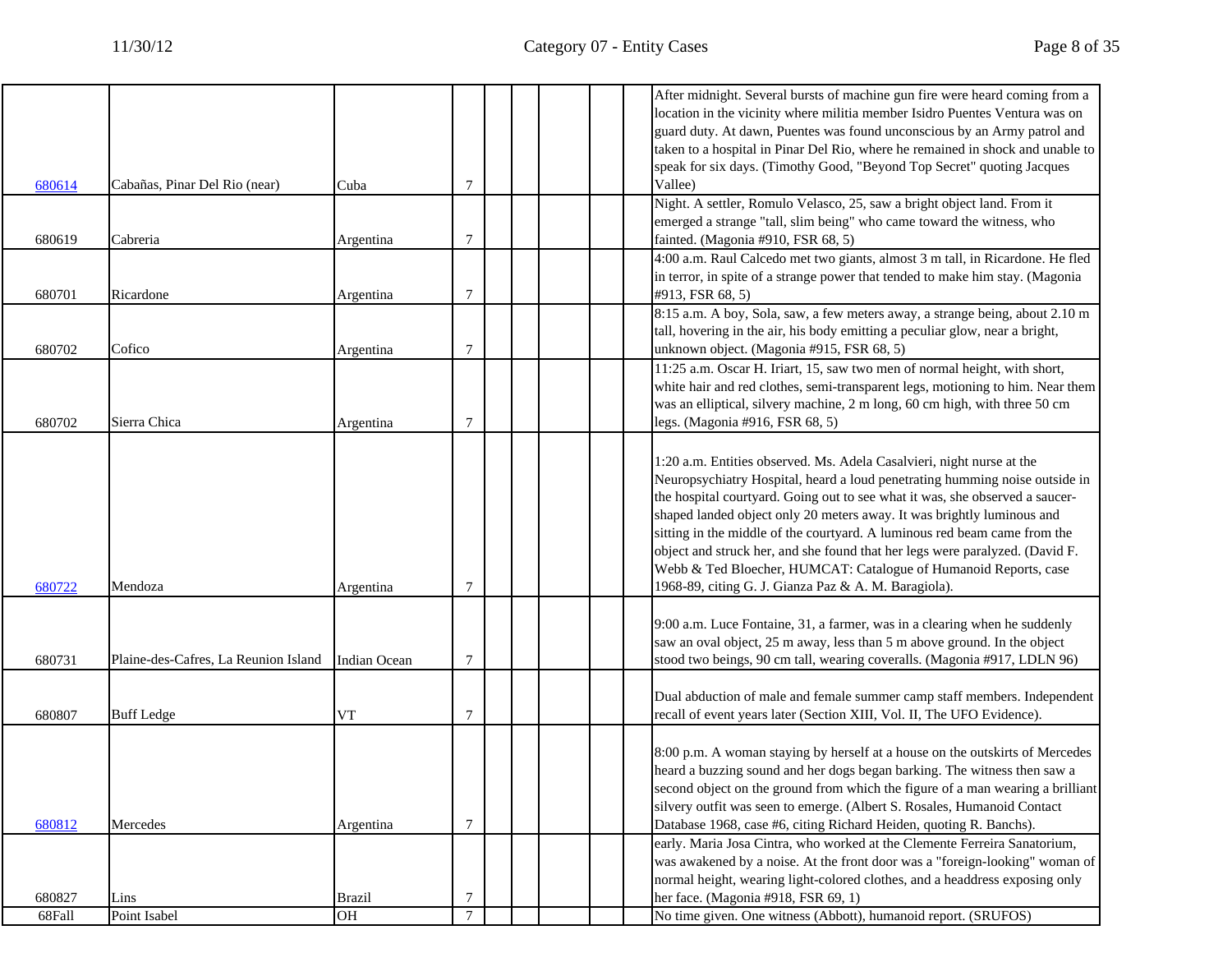| | | | | | | | | | |
|---|---|---|---|---|---|---|---|---|---|
| 680614 | Cabañas, Pinar Del Rio (near) | Cuba | 7 | | | | | | After midnight. Several bursts of machine gun fire were heard coming from a location in the vicinity where militia member Isidro Puentes Ventura was on guard duty. At dawn, Puentes was found unconscious by an Army patrol and taken to a hospital in Pinar Del Rio, where he remained in shock and unable to speak for six days. (Timothy Good, "Beyond Top Secret" quoting Jacques Vallee) |
| 680619 | Cabreria | Argentina | 7 | | | | | | Night. A settler, Romulo Velasco, 25, saw a bright object land. From it emerged a strange "tall, slim being" who came toward the witness, who fainted. (Magonia #910, FSR 68, 5) |
| 680701 | Ricardone | Argentina | 7 | | | | | | 4:00 a.m. Raul Calcedo met two giants, almost 3 m tall, in Ricardone. He fled in terror, in spite of a strange power that tended to make him stay. (Magonia #913, FSR 68, 5) |
| 680702 | Cofico | Argentina | 7 | | | | | | 8:15 a.m. A boy, Sola, saw, a few meters away, a strange being, about 2.10 m tall, hovering in the air, his body emitting a peculiar glow, near a bright, unknown object. (Magonia #915, FSR 68, 5) |
| 680702 | Sierra Chica | Argentina | 7 | | | | | | 11:25 a.m. Oscar H. Iriart, 15, saw two men of normal height, with short, white hair and red clothes, semi-transparent legs, motioning to him. Near them was an elliptical, silvery machine, 2 m long, 60 cm high, with three 50 cm legs. (Magonia #916, FSR 68, 5) |
| 680722 | Mendoza | Argentina | 7 | | | | | | 1:20 a.m. Entities observed. Ms. Adela Casalvieri, night nurse at the Neuropsychiatry Hospital, heard a loud penetrating humming noise outside in the hospital courtyard. Going out to see what it was, she observed a saucer-shaped landed object only 20 meters away. It was brightly luminous and sitting in the middle of the courtyard. A luminous red beam came from the object and struck her, and she found that her legs were paralyzed. (David F. Webb & Ted Bloecher, HUMCAT: Catalogue of Humanoid Reports, case 1968-89, citing G. J. Gianza Paz & A. M. Baragiola). |
| 680731 | Plaine-des-Cafres, La Reunion Island | Indian Ocean | 7 | | | | | | 9:00 a.m. Luce Fontaine, 31, a farmer, was in a clearing when he suddenly saw an oval object, 25 m away, less than 5 m above ground. In the object stood two beings, 90 cm tall, wearing coveralls. (Magonia #917, LDLN 96) |
| 680807 | Buff Ledge | VT | 7 | | | | | | Dual abduction of male and female summer camp staff members. Independent recall of event years later (Section XIII, Vol. II, The UFO Evidence). |
| 680812 | Mercedes | Argentina | 7 | | | | | | 8:00 p.m. A woman staying by herself at a house on the outskirts of Mercedes heard a buzzing sound and her dogs began barking. The witness then saw a second object on the ground from which the figure of a man wearing a brilliant silvery outfit was seen to emerge. (Albert S. Rosales, Humanoid Contact Database 1968, case #6, citing Richard Heiden, quoting R. Banchs). |
| 680827 | Lins | Brazil | 7 | | | | | | early. Maria Josa Cintra, who worked at the Clemente Ferreira Sanatorium, was awakened by a noise. At the front door was a "foreign-looking" woman of normal height, wearing light-colored clothes, and a headdress exposing only her face. (Magonia #918, FSR 69, 1) |
| 68Fall | Point Isabel | OH | 7 | | | | | | No time given. One witness (Abbott), humanoid report. (SRUFOS) |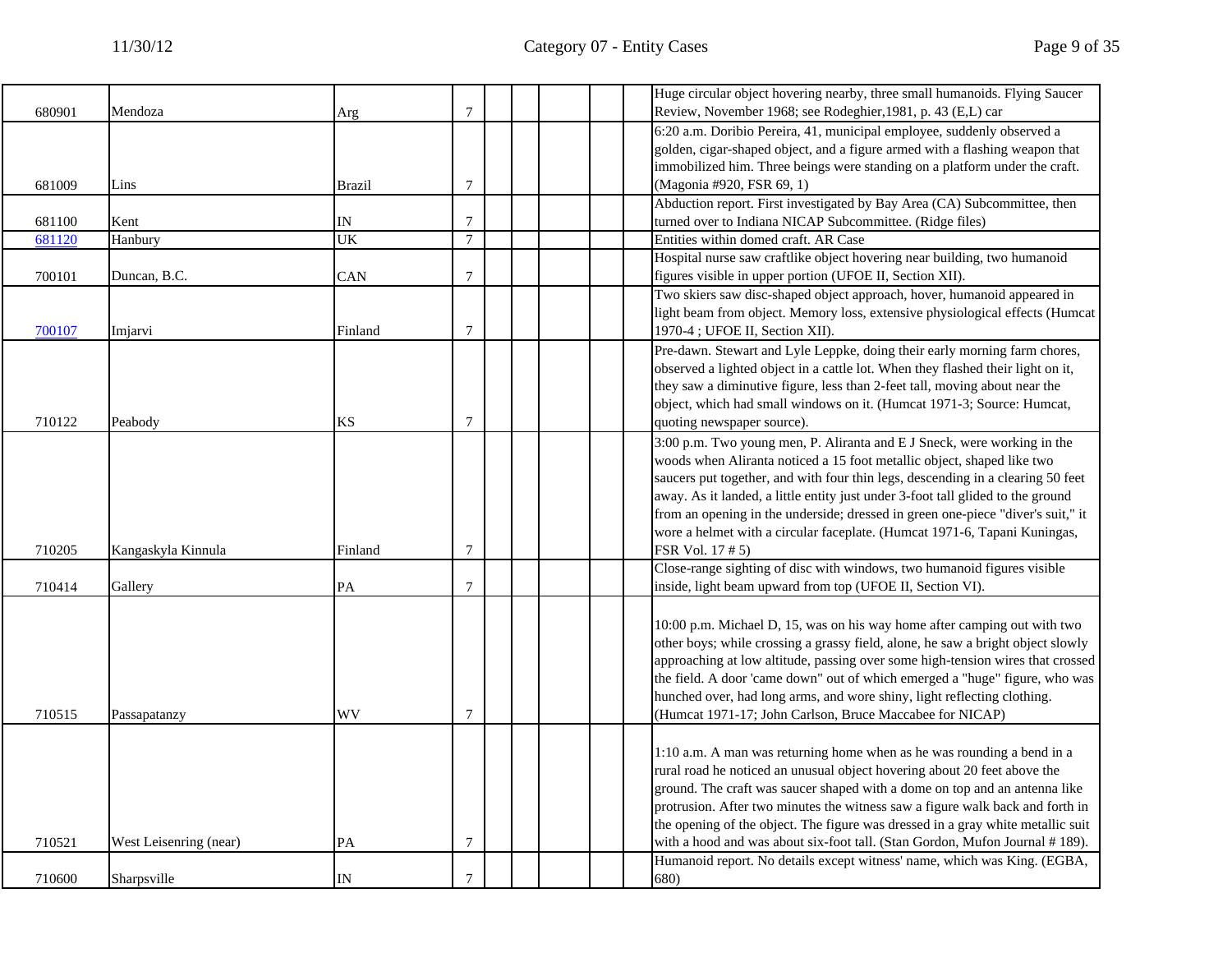| | | | | | | | | | |
|---|---|---|---|---|---|---|---|---|---|
| 680901 | Mendoza | Arg | 7 | | | | | | Huge circular object hovering nearby, three small humanoids. Flying Saucer Review, November 1968; see Rodeghier,1981, p. 43 (E,L) car |
| 681009 | Lins | Brazil | 7 | | | | | | 6:20 a.m. Doribio Pereira, 41, municipal employee, suddenly observed a golden, cigar-shaped object, and a figure armed with a flashing weapon that immobilized him. Three beings were standing on a platform under the craft. (Magonia #920, FSR 69, 1) |
| 681100 | Kent | IN | 7 | | | | | | Abduction report. First investigated by Bay Area (CA) Subcommittee, then turned over to Indiana NICAP Subcommittee. (Ridge files) |
| 681120 | Hanbury | UK | 7 | | | | | | Entities within domed craft. AR Case |
| 700101 | Duncan, B.C. | CAN | 7 | | | | | | Hospital nurse saw craftlike object hovering near building, two humanoid figures visible in upper portion (UFOE II, Section XII). |
| 700107 | Imjarvi | Finland | 7 | | | | | | Two skiers saw disc-shaped object approach, hover, humanoid appeared in light beam from object. Memory loss, extensive physiological effects (Humcat 1970-4 ; UFOE II, Section XII). |
| 710122 | Peabody | KS | 7 | | | | | | Pre-dawn. Stewart and Lyle Leppke, doing their early morning farm chores, observed a lighted object in a cattle lot. When they flashed their light on it, they saw a diminutive figure, less than 2-feet tall, moving about near the object, which had small windows on it. (Humcat 1971-3; Source: Humcat, quoting newspaper source). |
| 710205 | Kangaskyla Kinnula | Finland | 7 | | | | | | 3:00 p.m. Two young men, P. Aliranta and E J Sneck, were working in the woods when Aliranta noticed a 15 foot metallic object, shaped like two saucers put together, and with four thin legs, descending in a clearing 50 feet away. As it landed, a little entity just under 3-foot tall glided to the ground from an opening in the underside; dressed in green one-piece "diver's suit," it wore a helmet with a circular faceplate. (Humcat 1971-6, Tapani Kuningas, FSR Vol. 17 # 5) |
| 710414 | Gallery | PA | 7 | | | | | | Close-range sighting of disc with windows, two humanoid figures visible inside, light beam upward from top (UFOE II, Section VI). |
| 710515 | Passapatanzy | WV | 7 | | | | | | 10:00 p.m. Michael D, 15, was on his way home after camping out with two other boys; while crossing a grassy field, alone, he saw a bright object slowly approaching at low altitude, passing over some high-tension wires that crossed the field. A door 'came down" out of which emerged a "huge" figure, who was hunched over, had long arms, and wore shiny, light reflecting clothing. (Humcat 1971-17; John Carlson, Bruce Maccabee for NICAP) |
| 710521 | West Leisenring (near) | PA | 7 | | | | | | 1:10 a.m. A man was returning home when as he was rounding a bend in a rural road he noticed an unusual object hovering about 20 feet above the ground. The craft was saucer shaped with a dome on top and an antenna like protrusion. After two minutes the witness saw a figure walk back and forth in the opening of the object. The figure was dressed in a gray white metallic suit with a hood and was about six-foot tall. (Stan Gordon, Mufon Journal # 189). |
| 710600 | Sharpsville | IN | 7 | | | | | | Humanoid report. No details except witness' name, which was King. (EGBA, 680) |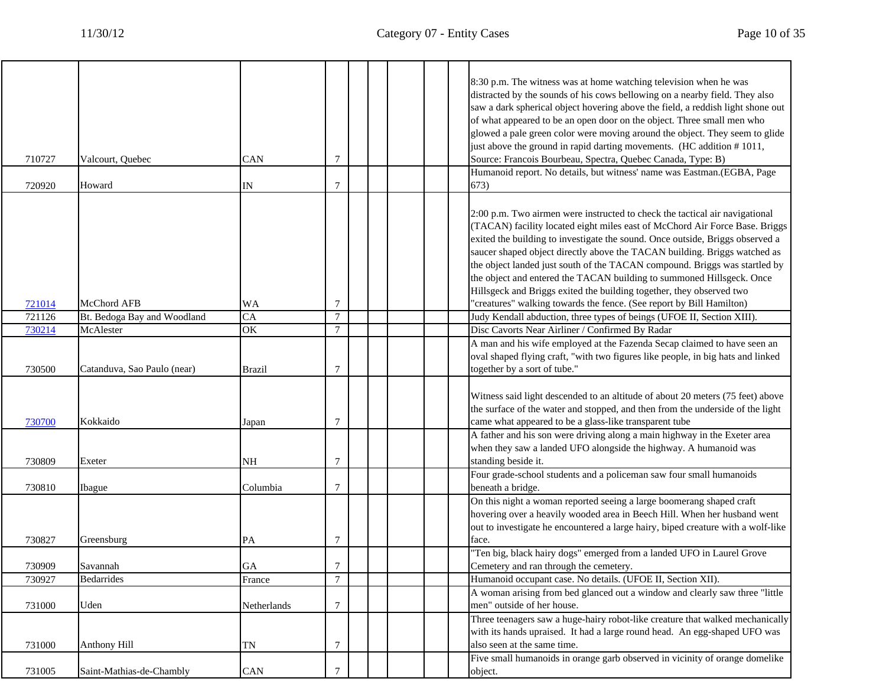| | | | | | | | | | |
|---|---|---|---|---|---|---|---|---|---|
| 710727 | Valcourt, Quebec | CAN | 7 | | | | | | 8:30 p.m. The witness was at home watching television when he was distracted by the sounds of his cows bellowing on a nearby field. They also saw a dark spherical object hovering above the field, a reddish light shone out of what appeared to be an open door on the object. Three small men who glowed a pale green color were moving around the object. They seem to glide just above the ground in rapid darting movements. (HC addition # 1011, Source: Francois Bourbeau, Spectra, Quebec Canada, Type: B) |
| 720920 | Howard | IN | 7 | | | | | | Humanoid report. No details, but witness' name was Eastman.(EGBA, Page 673) |
| 721014 | McChord AFB | WA | 7 | | | | | | 2:00 p.m. Two airmen were instructed to check the tactical air navigational (TACAN) facility located eight miles east of McChord Air Force Base. Briggs exited the building to investigate the sound. Once outside, Briggs observed a saucer shaped object directly above the TACAN building. Briggs watched as the object landed just south of the TACAN compound. Briggs was startled by the object and entered the TACAN building to summoned Hillsgeck. Once Hillsgeck and Briggs exited the building together, they observed two "creatures" walking towards the fence. (See report by Bill Hamilton) |
| 721126 | Bt. Bedoga Bay and Woodland | CA | 7 | | | | | | Judy Kendall abduction, three types of beings (UFOE II, Section XIII). |
| 730214 | McAlester | OK | 7 | | | | | | Disc Cavorts Near Airliner / Confirmed By Radar |
| 730500 | Catanduva, Sao Paulo (near) | Brazil | 7 | | | | | | A man and his wife employed at the Fazenda Secap claimed to have seen an oval shaped flying craft, "with two figures like people, in big hats and linked together by a sort of tube." |
| 730700 | Kokkaido | Japan | 7 | | | | | | Witness said light descended to an altitude of about 20 meters (75 feet) above the surface of the water and stopped, and then from the underside of the light came what appeared to be a glass-like transparent tube |
| 730809 | Exeter | NH | 7 | | | | | | A father and his son were driving along a main highway in the Exeter area when they saw a landed UFO alongside the highway. A humanoid was standing beside it. |
| 730810 | Ibague | Columbia | 7 | | | | | | Four grade-school students and a policeman saw four small humanoids beneath a bridge. |
| 730827 | Greensburg | PA | 7 | | | | | | On this night a woman reported seeing a large boomerang shaped craft hovering over a heavily wooded area in Beech Hill. When her husband went out to investigate he encountered a large hairy, biped creature with a wolf-like face. |
| 730909 | Savannah | GA | 7 | | | | | | "Ten big, black hairy dogs" emerged from a landed UFO in Laurel Grove Cemetery and ran through the cemetery. |
| 730927 | Bedarrides | France | 7 | | | | | | Humanoid occupant case. No details. (UFOE II, Section XII). |
| 731000 | Uden | Netherlands | 7 | | | | | | A woman arising from bed glanced out a window and clearly saw three "little men" outside of her house. |
| 731000 | Anthony Hill | TN | 7 | | | | | | Three teenagers saw a huge-hairy robot-like creature that walked mechanically with its hands upraised. It had a large round head. An egg-shaped UFO was also seen at the same time. |
| 731005 | Saint-Mathias-de-Chambly | CAN | 7 | | | | | | Five small humanoids in orange garb observed in vicinity of orange domelike object. |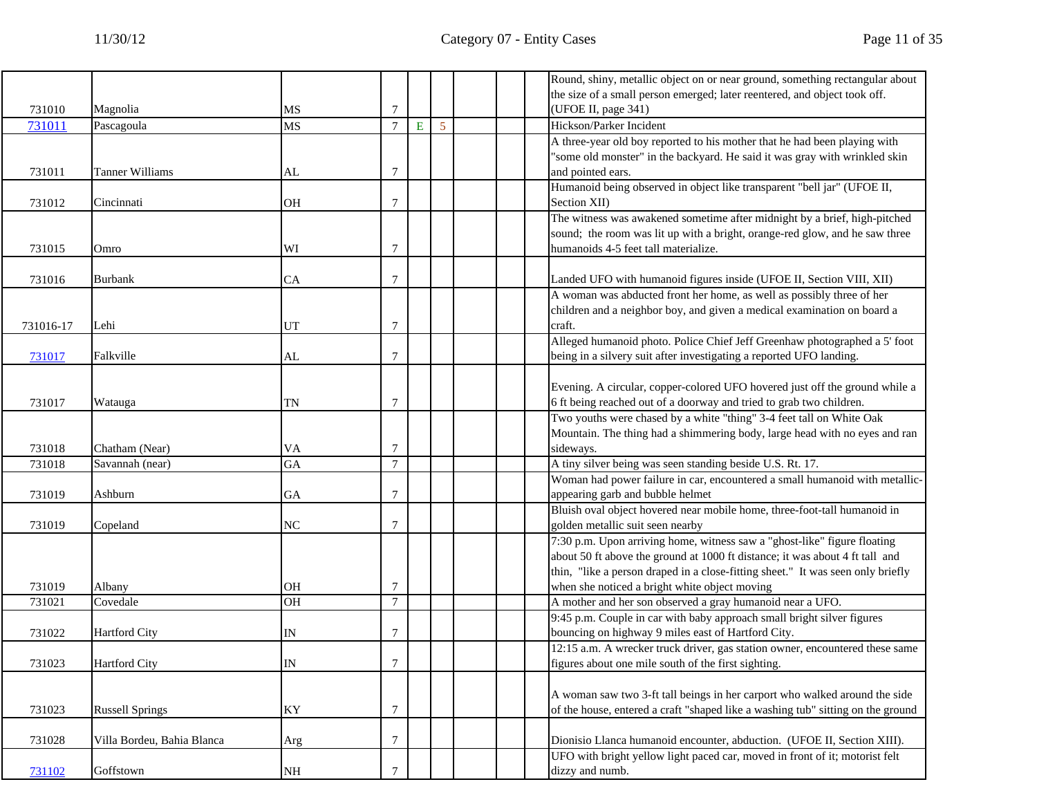| | | | | | | | | | |
|---|---|---|---|---|---|---|---|---|---|
| 731010 | Magnolia | MS | 7 | | | | | | Round, shiny, metallic object on or near ground, something rectangular about the size of a small person emerged; later reentered, and object took off. (UFOE II, page 341) |
| 731011 | Pascagoula | MS | 7 | E | 5 | | | | Hickson/Parker Incident |
| 731011 | Tanner Williams | AL | 7 | | | | | | A three-year old boy reported to his mother that he had been playing with "some old monster" in the backyard. He said it was gray with wrinkled skin and pointed ears. |
| 731012 | Cincinnati | OH | 7 | | | | | | Humanoid being observed in object like transparent "bell jar" (UFOE II, Section XII) |
| 731015 | Omro | WI | 7 | | | | | | The witness was awakened sometime after midnight by a brief, high-pitched sound; the room was lit up with a bright, orange-red glow, and he saw three humanoids 4-5 feet tall materialize. |
| 731016 | Burbank | CA | 7 | | | | | | Landed UFO with humanoid figures inside (UFOE II, Section VIII, XII) |
| 731016-17 | Lehi | UT | 7 | | | | | | A woman was abducted front her home, as well as possibly three of her children and a neighbor boy, and given a medical examination on board a craft. |
| 731017 | Falkville | AL | 7 | | | | | | Alleged humanoid photo. Police Chief Jeff Greenhaw photographed a 5' foot being in a silvery suit after investigating a reported UFO landing. |
| 731017 | Watauga | TN | 7 | | | | | | Evening. A circular, copper-colored UFO hovered just off the ground while a 6 ft being reached out of a doorway and tried to grab two children. |
| 731018 | Chatham (Near) | VA | 7 | | | | | | Two youths were chased by a white "thing" 3-4 feet tall on White Oak Mountain. The thing had a shimmering body, large head with no eyes and ran sideways. |
| 731018 | Savannah (near) | GA | 7 | | | | | | A tiny silver being was seen standing beside U.S. Rt. 17. |
| 731019 | Ashburn | GA | 7 | | | | | | Woman had power failure in car, encountered a small humanoid with metallic-appearing garb and bubble helmet |
| 731019 | Copeland | NC | 7 | | | | | | Bluish oval object hovered near mobile home, three-foot-tall humanoid in golden metallic suit seen nearby |
| 731019 | Albany | OH | 7 | | | | | | 7:30 p.m. Upon arriving home, witness saw a "ghost-like" figure floating about 50 ft above the ground at 1000 ft distance; it was about 4 ft tall and thin, "like a person draped in a close-fitting sheet." It was seen only briefly when she noticed a bright white object moving |
| 731021 | Covedale | OH | 7 | | | | | | A mother and her son observed a gray humanoid near a UFO. |
| 731022 | Hartford City | IN | 7 | | | | | | 9:45 p.m. Couple in car with baby approach small bright silver figures bouncing on highway 9 miles east of Hartford City. |
| 731023 | Hartford City | IN | 7 | | | | | | 12:15 a.m. A wrecker truck driver, gas station owner, encountered these same figures about one mile south of the first sighting. |
| 731023 | Russell Springs | KY | 7 | | | | | | A woman saw two 3-ft tall beings in her carport who walked around the side of the house, entered a craft "shaped like a washing tub" sitting on the ground |
| 731028 | Villa Bordeu, Bahia Blanca | Arg | 7 | | | | | | Dionisio Llanca humanoid encounter, abduction. (UFOE II, Section XIII). |
| 731102 | Goffstown | NH | 7 | | | | | | UFO with bright yellow light paced car, moved in front of it; motorist felt dizzy and numb. |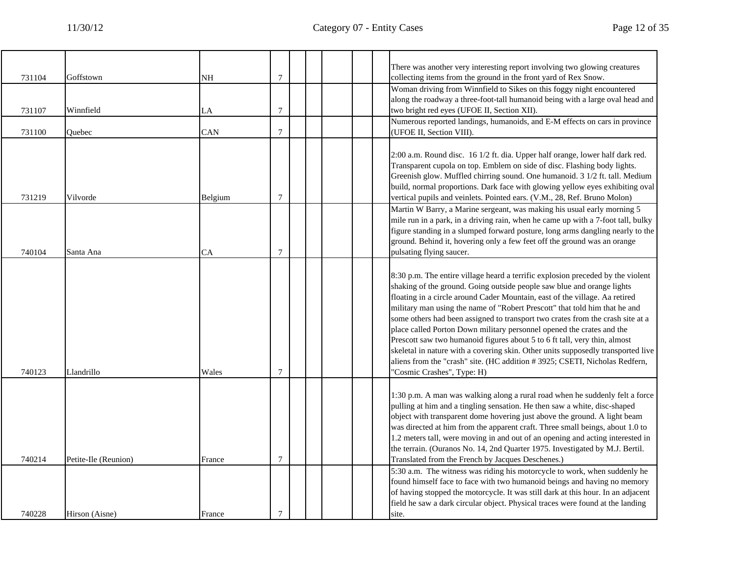| | | | | | | | | | |
|---|---|---|---|---|---|---|---|---|---|
| 731104 | Goffstown | NH | 7 | | | | | | There was another very interesting report involving two glowing creatures collecting items from the ground in the front yard of Rex Snow. |
| 731107 | Winnfield | LA | 7 | | | | | | Woman driving from Winnfield to Sikes on this foggy night encountered along the roadway a three-foot-tall humanoid being with a large oval head and two bright red eyes (UFOE II, Section XII). |
| 731100 | Quebec | CAN | 7 | | | | | | Numerous reported landings, humanoids, and E-M effects on cars in province (UFOE II, Section VIII). |
| 731219 | Vilvorde | Belgium | 7 | | | | | | 2:00 a.m. Round disc. 16 1/2 ft. dia. Upper half orange, lower half dark red. Transparent cupola on top. Emblem on side of disc. Flashing body lights. Greenish glow. Muffled chirring sound. One humanoid. 3 1/2 ft. tall. Medium build, normal proportions. Dark face with glowing yellow eyes exhibiting oval vertical pupils and veinlets. Pointed ears. (V.M., 28, Ref. Bruno Molon) |
| 740104 | Santa Ana | CA | 7 | | | | | | Martin W Barry, a Marine sergeant, was making his usual early morning 5 mile run in a park, in a driving rain, when he came up with a 7-foot tall, bulky figure standing in a slumped forward posture, long arms dangling nearly to the ground. Behind it, hovering only a few feet off the ground was an orange pulsating flying saucer. |
| 740123 | Llandrillo | Wales | 7 | | | | | | 8:30 p.m. The entire village heard a terrific explosion preceded by the violent shaking of the ground. Going outside people saw blue and orange lights floating in a circle around Cader Mountain, east of the village. Aa retired military man using the name of "Robert Prescott" that told him that he and some others had been assigned to transport two crates from the crash site at a place called Porton Down military personnel opened the crates and the Prescott saw two humanoid figures about 5 to 6 ft tall, very thin, almost skeletal in nature with a covering skin. Other units supposedly transported live aliens from the "crash" site. (HC addition # 3925; CSETI, Nicholas Redfern, "Cosmic Crashes", Type: H) |
| 740214 | Petite-Ile (Reunion) | France | 7 | | | | | | 1:30 p.m. A man was walking along a rural road when he suddenly felt a force pulling at him and a tingling sensation. He then saw a white, disc-shaped object with transparent dome hovering just above the ground. A light beam was directed at him from the apparent craft. Three small beings, about 1.0 to 1.2 meters tall, were moving in and out of an opening and acting interested in the terrain. (Ouranos No. 14, 2nd Quarter 1975. Investigated by M.J. Bertil. Translated from the French by Jacques Deschenes.) |
| 740228 | Hirson (Aisne) | France | 7 | | | | | | 5:30 a.m. The witness was riding his motorcycle to work, when suddenly he found himself face to face with two humanoid beings and having no memory of having stopped the motorcycle. It was still dark at this hour. In an adjacent field he saw a dark circular object. Physical traces were found at the landing site. |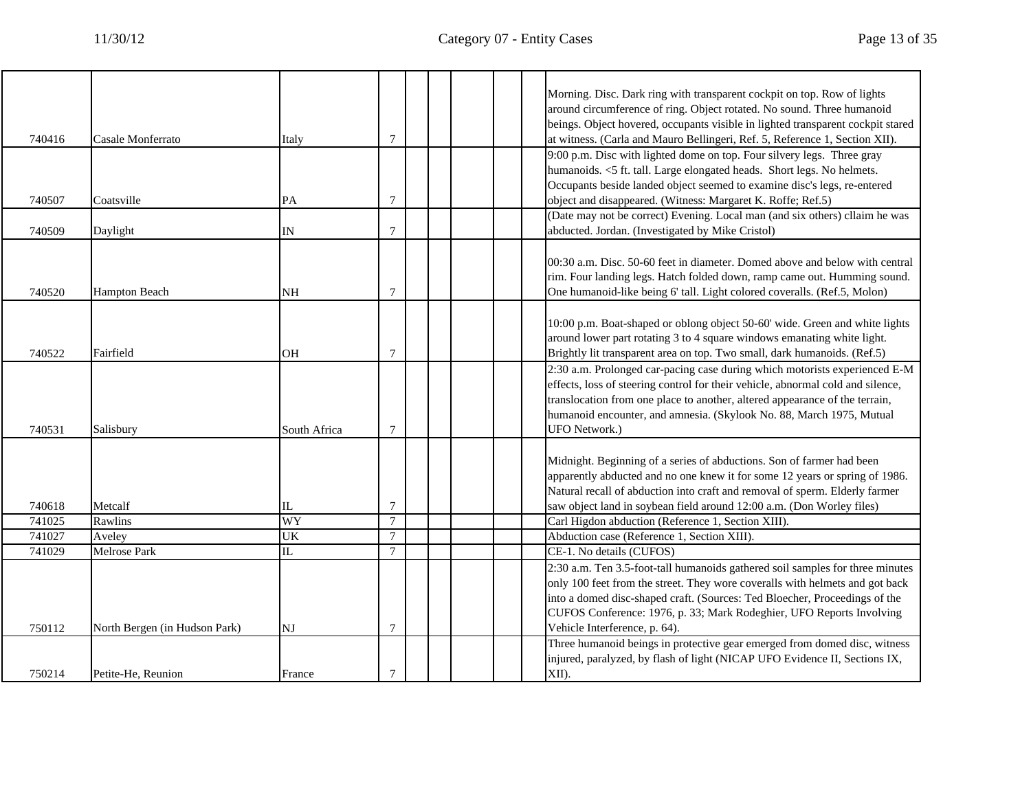| | | | | | | | | | | |
|---|---|---|---|---|---|---|---|---|---|---|
| 740416 | Casale Monferrato | Italy | 7 | | | | | | | Morning. Disc. Dark ring with transparent cockpit on top. Row of lights around circumference of ring. Object rotated. No sound. Three humanoid beings. Object hovered, occupants visible in lighted transparent cockpit stared at witness. (Carla and Mauro Bellingeri, Ref. 5, Reference 1, Section XII). |
| 740507 | Coatsville | PA | 7 | | | | | | | 9:00 p.m. Disc with lighted dome on top. Four silvery legs. Three gray humanoids. <5 ft. tall. Large elongated heads. Short legs. No helmets. Occupants beside landed object seemed to examine disc's legs, re-entered object and disappeared. (Witness: Margaret K. Roffe; Ref.5) |
| 740509 | Daylight | IN | 7 | | | | | | | (Date may not be correct) Evening. Local man (and six others) cllaim he was abducted. Jordan. (Investigated by Mike Cristol) |
| 740520 | Hampton Beach | NH | 7 | | | | | | | 00:30 a.m. Disc. 50-60 feet in diameter. Domed above and below with central rim. Four landing legs. Hatch folded down, ramp came out. Humming sound. One humanoid-like being 6' tall. Light colored coveralls. (Ref.5, Molon) |
| 740522 | Fairfield | OH | 7 | | | | | | | 10:00 p.m. Boat-shaped or oblong object 50-60' wide. Green and white lights around lower part rotating 3 to 4 square windows emanating white light. Brightly lit transparent area on top. Two small, dark humanoids. (Ref.5) |
| 740531 | Salisbury | South Africa | 7 | | | | | | | 2:30 a.m. Prolonged car-pacing case during which motorists experienced E-M effects, loss of steering control for their vehicle, abnormal cold and silence, translocation from one place to another, altered appearance of the terrain, humanoid encounter, and amnesia. (Skylook No. 88, March 1975, Mutual UFO Network.) |
| 740618 | Metcalf | IL | 7 | | | | | | | Midnight. Beginning of a series of abductions. Son of farmer had been apparently abducted and no one knew it for some 12 years or spring of 1986. Natural recall of abduction into craft and removal of sperm. Elderly farmer saw object land in soybean field around 12:00 a.m. (Don Worley files) |
| 741025 | Rawlins | WY | 7 | | | | | | | Carl Higdon abduction (Reference 1, Section XIII). |
| 741027 | Aveley | UK | 7 | | | | | | | Abduction case (Reference 1, Section XIII). |
| 741029 | Melrose Park | IL | 7 | | | | | | | CE-1. No details (CUFOS) |
| 750112 | North Bergen (in Hudson Park) | NJ | 7 | | | | | | | 2:30 a.m. Ten 3.5-foot-tall humanoids gathered soil samples for three minutes only 100 feet from the street. They wore coveralls with helmets and got back into a domed disc-shaped craft. (Sources: Ted Bloecher, Proceedings of the CUFOS Conference: 1976, p. 33; Mark Rodeghier, UFO Reports Involving Vehicle Interference, p. 64). |
| 750214 | Petite-He, Reunion | France | 7 | | | | | | | Three humanoid beings in protective gear emerged from domed disc, witness injured, paralyzed, by flash of light (NICAP UFO Evidence II, Sections IX, XII). |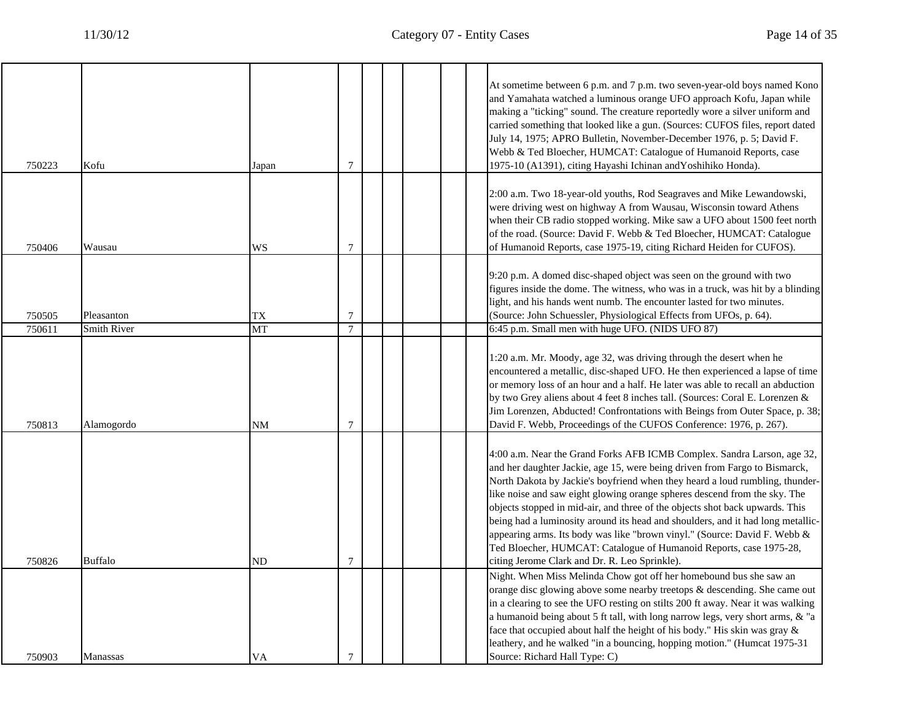| | | | | | | | | | |
|---|---|---|---|---|---|---|---|---|---|
| 750223 | Kofu | Japan | 7 | | | | | | At sometime between 6 p.m. and 7 p.m. two seven-year-old boys named Kono and Yamahata watched a luminous orange UFO approach Kofu, Japan while making a "ticking" sound. The creature reportedly wore a silver uniform and carried something that looked like a gun. (Sources: CUFOS files, report dated July 14, 1975; APRO Bulletin, November-December 1976, p. 5; David F. Webb & Ted Bloecher, HUMCAT: Catalogue of Humanoid Reports, case 1975-10 (A1391), citing Hayashi Ichinan andYoshihiko Honda). |
| 750406 | Wausau | WS | 7 | | | | | | 2:00 a.m. Two 18-year-old youths, Rod Seagraves and Mike Lewandowski, were driving west on highway A from Wausau, Wisconsin toward Athens when their CB radio stopped working. Mike saw a UFO about 1500 feet north of the road. (Source: David F. Webb & Ted Bloecher, HUMCAT: Catalogue of Humanoid Reports, case 1975-19, citing Richard Heiden for CUFOS). |
| 750505 | Pleasanton | TX | 7 | | | | | | 9:20 p.m. A domed disc-shaped object was seen on the ground with two figures inside the dome. The witness, who was in a truck, was hit by a blinding light, and his hands went numb. The encounter lasted for two minutes. (Source: John Schuessler, Physiological Effects from UFOs, p. 64). |
| 750611 | Smith River | MT | 7 | | | | | | 6:45 p.m. Small men with huge UFO. (NIDS UFO 87) |
| 750813 | Alamogordo | NM | 7 | | | | | | 1:20 a.m. Mr. Moody, age 32, was driving through the desert when he encountered a metallic, disc-shaped UFO. He then experienced a lapse of time or memory loss of an hour and a half. He later was able to recall an abduction by two Grey aliens about 4 feet 8 inches tall. (Sources: Coral E. Lorenzen & Jim Lorenzen, Abducted! Confrontations with Beings from Outer Space, p. 38; David F. Webb, Proceedings of the CUFOS Conference: 1976, p. 267). |
| 750826 | Buffalo | ND | 7 | | | | | | 4:00 a.m. Near the Grand Forks AFB ICMB Complex. Sandra Larson, age 32, and her daughter Jackie, age 15, were being driven from Fargo to Bismarck, North Dakota by Jackie's boyfriend when they heard a loud rumbling, thunder-like noise and saw eight glowing orange spheres descend from the sky. The objects stopped in mid-air, and three of the objects shot back upwards. This being had a luminosity around its head and shoulders, and it had long metallic-appearing arms. Its body was like "brown vinyl." (Source: David F. Webb & Ted Bloecher, HUMCAT: Catalogue of Humanoid Reports, case 1975-28, citing Jerome Clark and Dr. R. Leo Sprinkle). |
| 750903 | Manassas | VA | 7 | | | | | | Night. When Miss Melinda Chow got off her homebound bus she saw an orange disc glowing above some nearby treetops & descending. She came out in a clearing to see the UFO resting on stilts 200 ft away. Near it was walking a humanoid being about 5 ft tall, with long narrow legs, very short arms, & "a face that occupied about half the height of his body." His skin was gray & leathery, and he walked "in a bouncing, hopping motion." (Humcat 1975-31 Source: Richard Hall Type: C) |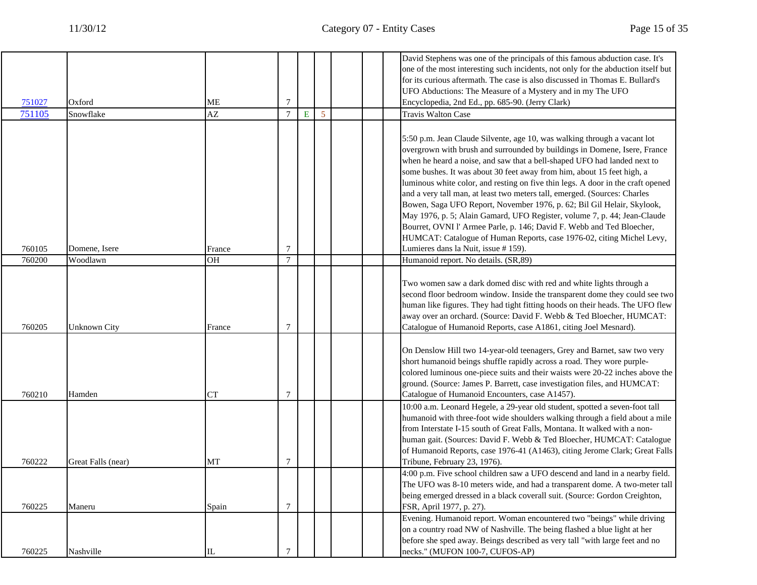| | | | | | | | | | |
|---|---|---|---|---|---|---|---|---|---|
| 751027 | Oxford | ME | 7 | | | | | | David Stephens was one of the principals of this famous abduction case. It's one of the most interesting such incidents, not only for the abduction itself but for its curious aftermath. The case is also discussed in Thomas E. Bullard's UFO Abductions: The Measure of a Mystery and in my The UFO Encyclopedia, 2nd Ed., pp. 685-90. (Jerry Clark) |
| 751105 | Snowflake | AZ | 7 | E | 5 | | | | Travis Walton Case |
| 760105 | Domene, Isere | France | 7 | | | | | | 5:50 p.m. Jean Claude Silvente, age 10, was walking through a vacant lot overgrown with brush and surrounded by buildings in Domene, Isere, France when he heard a noise, and saw that a bell-shaped UFO had landed next to some bushes. It was about 30 feet away from him, about 15 feet high, a luminous white color, and resting on five thin legs. A door in the craft opened and a very tall man, at least two meters tall, emerged. (Sources: Charles Bowen, Saga UFO Report, November 1976, p. 62; Bil Gil Helair, Skylook, May 1976, p. 5; Alain Gamard, UFO Register, volume 7, p. 44; Jean-Claude Bourret, OVNI l' Armee Parle, p. 146; David F. Webb and Ted Bloecher, HUMCAT: Catalogue of Human Reports, case 1976-02, citing Michel Levy, Lumieres dans la Nuit, issue # 159). |
| 760200 | Woodlawn | OH | 7 | | | | | | Humanoid report. No details. (SR,89) |
| 760205 | Unknown City | France | 7 | | | | | | Two women saw a dark domed disc with red and white lights through a second floor bedroom window. Inside the transparent dome they could see two human like figures. They had tight fitting hoods on their heads. The UFO flew away over an orchard. (Source: David F. Webb & Ted Bloecher, HUMCAT: Catalogue of Humanoid Reports, case A1861, citing Joel Mesnard). |
| 760210 | Hamden | CT | 7 | | | | | | On Denslow Hill two 14-year-old teenagers, Grey and Barnet, saw two very short humanoid beings shuffle rapidly across a road. They wore purple-colored luminous one-piece suits and their waists were 20-22 inches above the ground. (Source: James P. Barrett, case investigation files, and HUMCAT: Catalogue of Humanoid Encounters, case A1457). |
| 760222 | Great Falls (near) | MT | 7 | | | | | | 10:00 a.m. Leonard Hegele, a 29-year old student, spotted a seven-foot tall humanoid with three-foot wide shoulders walking through a field about a mile from Interstate I-15 south of Great Falls, Montana. It walked with a non-human gait. (Sources: David F. Webb & Ted Bloecher, HUMCAT: Catalogue of Humanoid Reports, case 1976-41 (A1463), citing Jerome Clark; Great Falls Tribune, February 23, 1976). |
| 760225 | Maneru | Spain | 7 | | | | | | 4:00 p.m. Five school children saw a UFO descend and land in a nearby field. The UFO was 8-10 meters wide, and had a transparent dome. A two-meter tall being emerged dressed in a black coverall suit. (Source: Gordon Creighton, FSR, April 1977, p. 27). |
| 760225 | Nashville | IL | 7 | | | | | | Evening. Humanoid report. Woman encountered two "beings" while driving on a country road NW of Nashville. The being flashed a blue light at her before she sped away. Beings described as very tall "with large feet and no necks." (MUFON 100-7, CUFOS-AP) |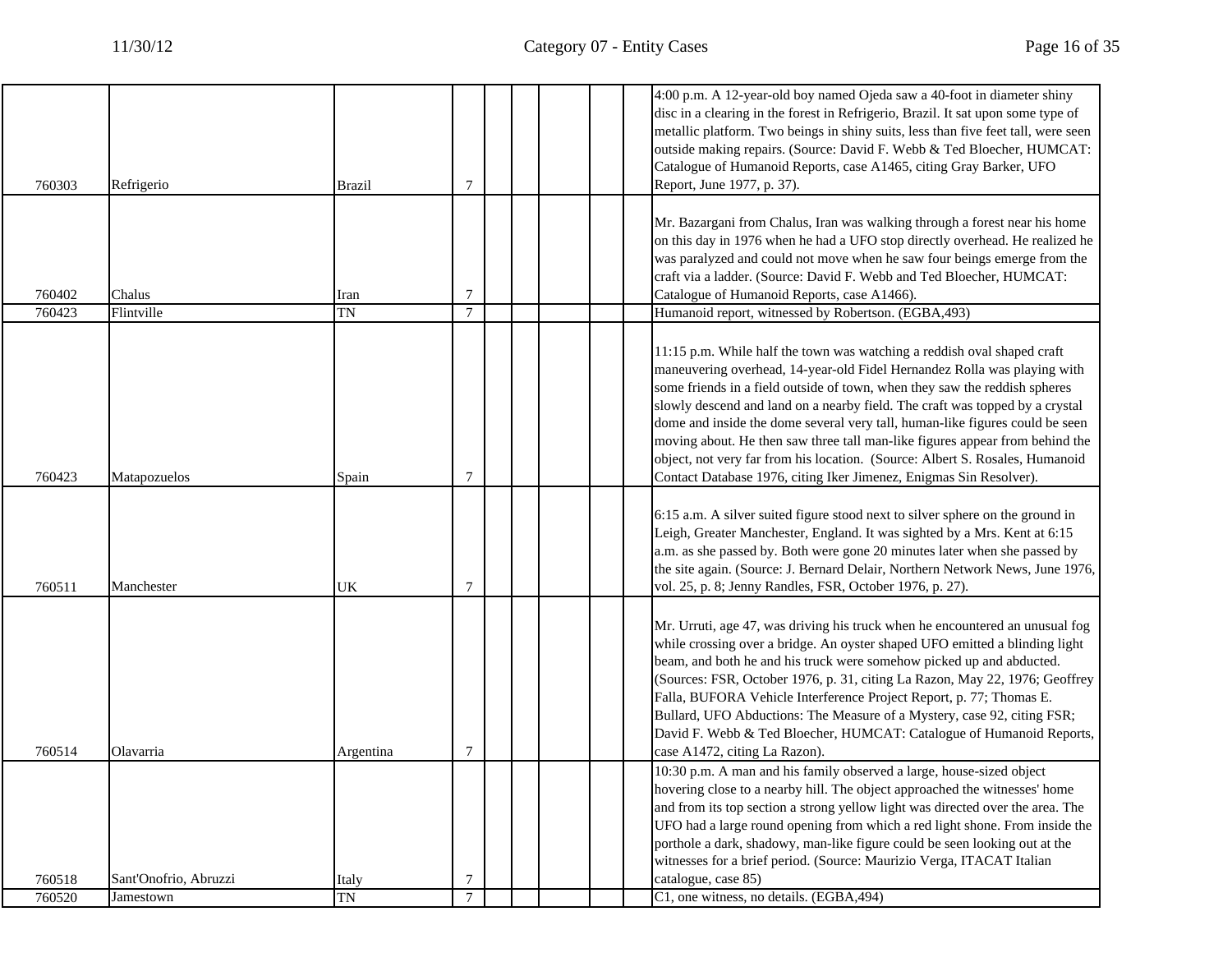| | | | | | | | | | |
|---|---|---|---|---|---|---|---|---|---|
| 760303 | Refrigerio | Brazil | 7 | | | | | | 4:00 p.m. A 12-year-old boy named Ojeda saw a 40-foot in diameter shiny disc in a clearing in the forest in Refrigerio, Brazil. It sat upon some type of metallic platform. Two beings in shiny suits, less than five feet tall, were seen outside making repairs. (Source: David F. Webb & Ted Bloecher, HUMCAT: Catalogue of Humanoid Reports, case A1465, citing Gray Barker, UFO Report, June 1977, p. 37). |
| 760402 | Chalus | Iran | 7 | | | | | | Mr. Bazargani from Chalus, Iran was walking through a forest near his home on this day in 1976 when he had a UFO stop directly overhead. He realized he was paralyzed and could not move when he saw four beings emerge from the craft via a ladder. (Source: David F. Webb and Ted Bloecher, HUMCAT: Catalogue of Humanoid Reports, case A1466). |
| 760423 | Flintville | TN | 7 | | | | | | Humanoid report, witnessed by Robertson. (EGBA,493) |
| 760423 | Matapozuelos | Spain | 7 | | | | | | 11:15 p.m. While half the town was watching a reddish oval shaped craft maneuvering overhead, 14-year-old Fidel Hernandez Rolla was playing with some friends in a field outside of town, when they saw the reddish spheres slowly descend and land on a nearby field. The craft was topped by a crystal dome and inside the dome several very tall, human-like figures could be seen moving about. He then saw three tall man-like figures appear from behind the object, not very far from his location. (Source: Albert S. Rosales, Humanoid Contact Database 1976, citing Iker Jimenez, Enigmas Sin Resolver). |
| 760511 | Manchester | UK | 7 | | | | | | 6:15 a.m. A silver suited figure stood next to silver sphere on the ground in Leigh, Greater Manchester, England. It was sighted by a Mrs. Kent at 6:15 a.m. as she passed by. Both were gone 20 minutes later when she passed by the site again. (Source: J. Bernard Delair, Northern Network News, June 1976, vol. 25, p. 8; Jenny Randles, FSR, October 1976, p. 27). |
| 760514 | Olavarria | Argentina | 7 | | | | | | Mr. Urruti, age 47, was driving his truck when he encountered an unusual fog while crossing over a bridge. An oyster shaped UFO emitted a blinding light beam, and both he and his truck were somehow picked up and abducted. (Sources: FSR, October 1976, p. 31, citing La Razon, May 22, 1976; Geoffrey Falla, BUFORA Vehicle Interference Project Report, p. 77; Thomas E. Bullard, UFO Abductions: The Measure of a Mystery, case 92, citing FSR; David F. Webb & Ted Bloecher, HUMCAT: Catalogue of Humanoid Reports, case A1472, citing La Razon). |
| 760518 | Sant'Onofrio, Abruzzi | Italy | 7 | | | | | | 10:30 p.m. A man and his family observed a large, house-sized object hovering close to a nearby hill. The object approached the witnesses' home and from its top section a strong yellow light was directed over the area. The UFO had a large round opening from which a red light shone. From inside the porthole a dark, shadowy, man-like figure could be seen looking out at the witnesses for a brief period. (Source: Maurizio Verga, ITACAT Italian catalogue, case 85) |
| 760520 | Jamestown | TN | 7 | | | | | | C1, one witness, no details. (EGBA,494) |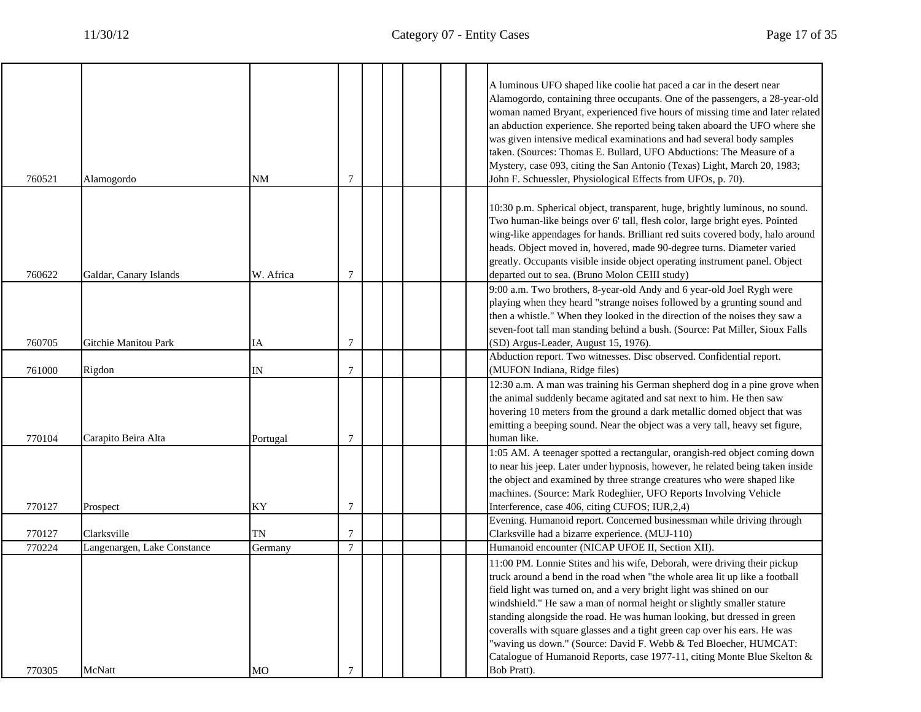| | | | | | | | | | |
|---|---|---|---|---|---|---|---|---|---|
| 760521 | Alamogordo | NM | 7 | | | | | | A luminous UFO shaped like coolie hat paced a car in the desert near Alamogordo, containing three occupants. One of the passengers, a 28-year-old woman named Bryant, experienced five hours of missing time and later related an abduction experience. She reported being taken aboard the UFO where she was given intensive medical examinations and had several body samples taken. (Sources: Thomas E. Bullard, UFO Abductions: The Measure of a Mystery, case 093, citing the San Antonio (Texas) Light, March 20, 1983; John F. Schuessler, Physiological Effects from UFOs, p. 70). |
| 760622 | Galdar, Canary Islands | W. Africa | 7 | | | | | | 10:30 p.m. Spherical object, transparent, huge, brightly luminous, no sound. Two human-like beings over 6' tall, flesh color, large bright eyes. Pointed wing-like appendages for hands. Brilliant red suits covered body, halo around heads. Object moved in, hovered, made 90-degree turns. Diameter varied greatly. Occupants visible inside object operating instrument panel. Object departed out to sea. (Bruno Molon CEIII study) |
| 760705 | Gitchie Manitou Park | IA | 7 | | | | | | 9:00 a.m. Two brothers, 8-year-old Andy and 6 year-old Joel Rygh were playing when they heard "strange noises followed by a grunting sound and then a whistle." When they looked in the direction of the noises they saw a seven-foot tall man standing behind a bush. (Source: Pat Miller, Sioux Falls (SD) Argus-Leader, August 15, 1976). |
| 761000 | Rigdon | IN | 7 | | | | | | Abduction report. Two witnesses. Disc observed. Confidential report. (MUFON Indiana, Ridge files) |
| 770104 | Carapito Beira Alta | Portugal | 7 | | | | | | 12:30 a.m. A man was training his German shepherd dog in a pine grove when the animal suddenly became agitated and sat next to him. He then saw hovering 10 meters from the ground a dark metallic domed object that was emitting a beeping sound. Near the object was a very tall, heavy set figure, human like. |
| 770127 | Prospect | KY | 7 | | | | | | 1:05 AM. A teenager spotted a rectangular, orangish-red object coming down to near his jeep. Later under hypnosis, however, he related being taken inside the object and examined by three strange creatures who were shaped like machines. (Source: Mark Rodeghier, UFO Reports Involving Vehicle Interference, case 406, citing CUFOS; IUR,2,4) |
| 770127 | Clarksville | TN | 7 | | | | | | Evening. Humanoid report. Concerned businessman while driving through Clarksville had a bizarre experience. (MUJ-110) |
| 770224 | Langenargen, Lake Constance | Germany | 7 | | | | | | Humanoid encounter (NICAP UFOE II, Section XII). |
| 770305 | McNatt | MO | 7 | | | | | | 11:00 PM. Lonnie Stites and his wife, Deborah, were driving their pickup truck around a bend in the road when "the whole area lit up like a football field light was turned on, and a very bright light was shined on our windshield." He saw a man of normal height or slightly smaller stature standing alongside the road. He was human looking, but dressed in green coveralls with square glasses and a tight green cap over his ears. He was "waving us down." (Source: David F. Webb & Ted Bloecher, HUMCAT: Catalogue of Humanoid Reports, case 1977-11, citing Monte Blue Skelton & Bob Pratt). |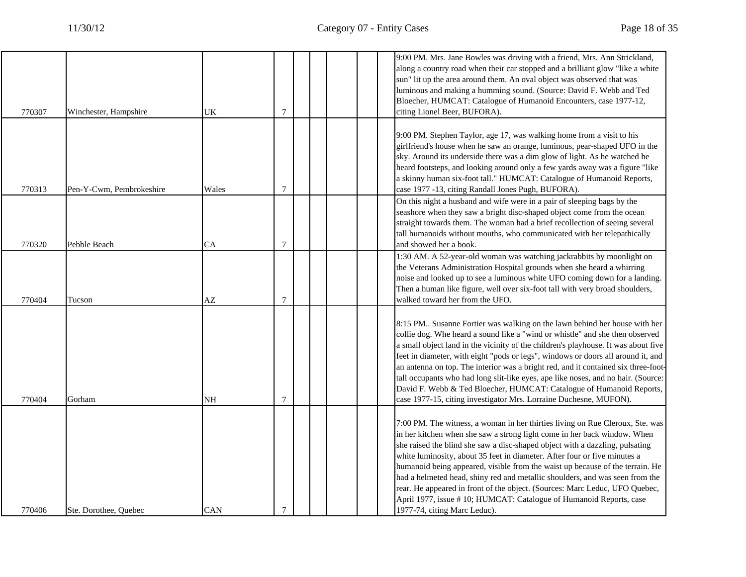| | | | | | | | | | |
|---|---|---|---|---|---|---|---|---|---|
| 770307 | Winchester, Hampshire | UK | 7 | | | | | | 9:00 PM. Mrs. Jane Bowles was driving with a friend, Mrs. Ann Strickland, along a country road when their car stopped and a brilliant glow "like a white sun" lit up the area around them. An oval object was observed that was luminous and making a humming sound. (Source: David F. Webb and Ted Bloecher, HUMCAT: Catalogue of Humanoid Encounters, case 1977-12, citing Lionel Beer, BUFORA). |
| 770313 | Pen-Y-Cwm, Pembrokeshire | Wales | 7 | | | | | | 9:00 PM. Stephen Taylor, age 17, was walking home from a visit to his girlfriend's house when he saw an orange, luminous, pear-shaped UFO in the sky. Around its underside there was a dim glow of light. As he watched he heard footsteps, and looking around only a few yards away was a figure "like a skinny human six-foot tall." HUMCAT: Catalogue of Humanoid Reports, case 1977 -13, citing Randall Jones Pugh, BUFORA). |
| 770320 | Pebble Beach | CA | 7 | | | | | | On this night a husband and wife were in a pair of sleeping bags by the seashore when they saw a bright disc-shaped object come from the ocean straight towards them. The woman had a brief recollection of seeing several tall humanoids without mouths, who communicated with her telepathically and showed her a book. |
| 770404 | Tucson | AZ | 7 | | | | | | 1:30 AM. A 52-year-old woman was watching jackrabbits by moonlight on the Veterans Administration Hospital grounds when she heard a whirring noise and looked up to see a luminous white UFO coming down for a landing. Then a human like figure, well over six-foot tall with very broad shoulders, walked toward her from the UFO. |
| 770404 | Gorham | NH | 7 | | | | | | 8:15 PM.. Susanne Fortier was walking on the lawn behind her house with her collie dog. Whe heard a sound like a "wind or whistle" and she then observed a small object land in the vicinity of the children's playhouse. It was about five feet in diameter, with eight "pods or legs", windows or doors all around it, and an antenna on top. The interior was a bright red, and it contained six three-foot-tall occupants who had long slit-like eyes, ape like noses, and no hair. (Source: David F. Webb & Ted Bloecher, HUMCAT: Catalogue of Humanoid Reports, case 1977-15, citing investigator Mrs. Lorraine Duchesne, MUFON). |
| 770406 | Ste. Dorothee, Quebec | CAN | 7 | | | | | | 7:00 PM. The witness, a woman in her thirties living on Rue Cleroux, Ste. was in her kitchen when she saw a strong light come in her back window. When she raised the blind she saw a disc-shaped object with a dazzling, pulsating white luminosity, about 35 feet in diameter. After four or five minutes a humanoid being appeared, visible from the waist up because of the terrain. He had a helmeted head, shiny red and metallic shoulders, and was seen from the rear. He appeared in front of the object. (Sources: Marc Leduc, UFO Quebec, April 1977, issue # 10; HUMCAT: Catalogue of Humanoid Reports, case 1977-74, citing Marc Leduc). |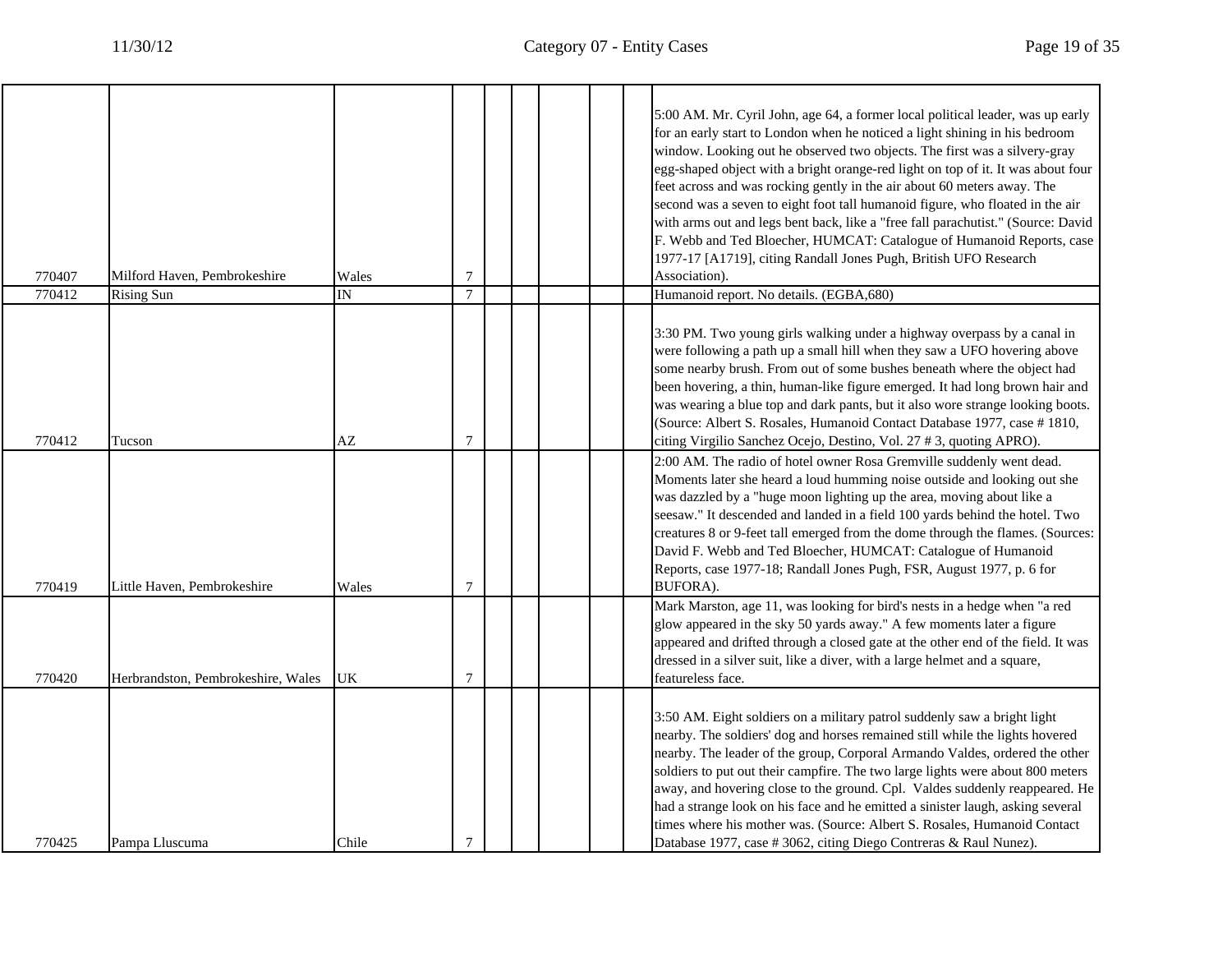| | | | | | | | | | |
|---|---|---|---|---|---|---|---|---|---|
| 770407 | Milford Haven, Pembrokeshire | Wales | 7 | | | | | | 5:00 AM. Mr. Cyril John, age 64, a former local political leader, was up early for an early start to London when he noticed a light shining in his bedroom window. Looking out he observed two objects. The first was a silvery-gray egg-shaped object with a bright orange-red light on top of it. It was about four feet across and was rocking gently in the air about 60 meters away. The second was a seven to eight foot tall humanoid figure, who floated in the air with arms out and legs bent back, like a "free fall parachutist." (Source: David F. Webb and Ted Bloecher, HUMCAT: Catalogue of Humanoid Reports, case 1977-17 [A1719], citing Randall Jones Pugh, British UFO Research Association). |
| 770412 | Rising Sun | IN | 7 | | | | | | Humanoid report. No details. (EGBA,680) |
| 770412 | Tucson | AZ | 7 | | | | | | 3:30 PM. Two young girls walking under a highway overpass by a canal in were following a path up a small hill when they saw a UFO hovering above some nearby brush. From out of some bushes beneath where the object had been hovering, a thin, human-like figure emerged. It had long brown hair and was wearing a blue top and dark pants, but it also wore strange looking boots. (Source: Albert S. Rosales, Humanoid Contact Database 1977, case # 1810, citing Virgilio Sanchez Ocejo, Destino, Vol. 27 # 3, quoting APRO). |
| 770419 | Little Haven, Pembrokeshire | Wales | 7 | | | | | | 2:00 AM. The radio of hotel owner Rosa Gremville suddenly went dead. Moments later she heard a loud humming noise outside and looking out she was dazzled by a "huge moon lighting up the area, moving about like a seesaw." It descended and landed in a field 100 yards behind the hotel. Two creatures 8 or 9-feet tall emerged from the dome through the flames. (Sources: David F. Webb and Ted Bloecher, HUMCAT: Catalogue of Humanoid Reports, case 1977-18; Randall Jones Pugh, FSR, August 1977, p. 6 for BUFORA). |
| 770420 | Herbrandston, Pembrokeshire, Wales | UK | 7 | | | | | | Mark Marston, age 11, was looking for bird's nests in a hedge when "a red glow appeared in the sky 50 yards away." A few moments later a figure appeared and drifted through a closed gate at the other end of the field. It was dressed in a silver suit, like a diver, with a large helmet and a square, featureless face. |
| 770425 | Pampa Lluscuma | Chile | 7 | | | | | | 3:50 AM. Eight soldiers on a military patrol suddenly saw a bright light nearby. The soldiers' dog and horses remained still while the lights hovered nearby. The leader of the group, Corporal Armando Valdes, ordered the other soldiers to put out their campfire. The two large lights were about 800 meters away, and hovering close to the ground. Cpl. Valdes suddenly reappeared. He had a strange look on his face and he emitted a sinister laugh, asking several times where his mother was. (Source: Albert S. Rosales, Humanoid Contact Database 1977, case # 3062, citing Diego Contreras & Raul Nunez). |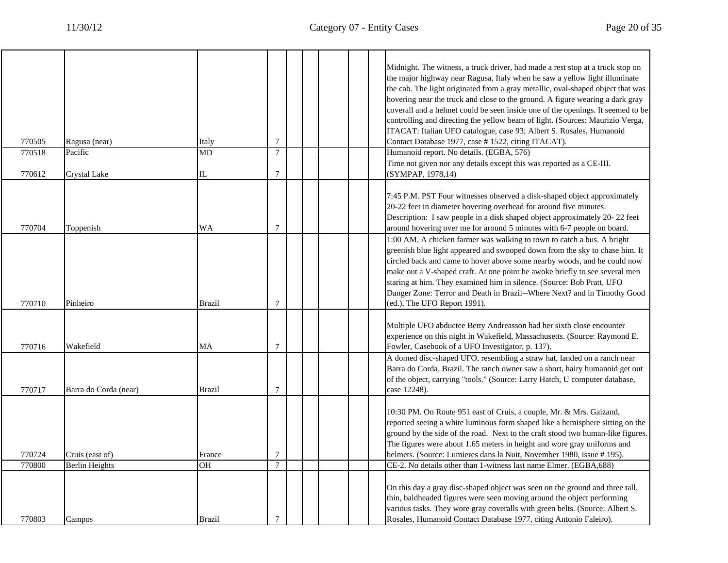| | | | | | | | | | |
|---|---|---|---|---|---|---|---|---|---|
| 770505 | Ragusa (near) | Italy | 7 | | | | | | Midnight. The witness, a truck driver, had made a rest stop at a truck stop on the major highway near Ragusa, Italy when he saw a yellow light illuminate the cab. The light originated from a gray metallic, oval-shaped object that was hovering near the truck and close to the ground. A figure wearing a dark gray coverall and a helmet could be seen inside one of the openings. It seemed to be controlling and directing the yellow beam of light. (Sources: Maurizio Verga, ITACAT: Italian UFO catalogue, case 93; Albert S. Rosales, Humanoid Contact Database 1977, case # 1522, citing ITACAT). |
| 770518 | Pacific | MD | 7 | | | | | | Humanoid report. No details. (EGBA, 576) |
| 770612 | Crystal Lake | IL | 7 | | | | | | Time not given nor any details except this was reported as a CE-III. (SYMPAP, 1978,14) |
| 770704 | Toppenish | WA | 7 | | | | | | 7:45 P.M. PST Four witnesses observed a disk-shaped object approximately 20-22 feet in diameter hovering overhead for around five minutes. Description: I saw people in a disk shaped object approximately 20- 22 feet around hovering over me for around 5 minutes with 6-7 people on board. |
| 770710 | Pinheiro | Brazil | 7 | | | | | | 1:00 AM. A chicken farmer was walking to town to catch a bus. A bright greenish blue light appeared and swooped down from the sky to chase him. It circled back and came to hover above some nearby woods, and he could now make out a V-shaped craft. At one point he awoke briefly to see several men staring at him. They examined him in silence. (Source: Bob Pratt, UFO Danger Zone: Terror and Death in Brazil--Where Next? and in Timothy Good (ed.), The UFO Report 1991). |
| 770716 | Wakefield | MA | 7 | | | | | | Multiple UFO abductee Betty Andreasson had her sixth close encounter experience on this night in Wakefield, Massachusetts. (Source: Raymond E. Fowler, Casebook of a UFO Investigator, p. 137). |
| 770717 | Barra do Corda (near) | Brazil | 7 | | | | | | A domed disc-shaped UFO, resembling a straw hat, landed on a ranch near Barra do Corda, Brazil. The ranch owner saw a short, hairy humanoid get out of the object, carrying "tools." (Source: Larry Hatch, U computer database, case 12248). |
| 770724 | Cruis (east of) | France | 7 | | | | | | 10:30 PM. On Route 951 east of Cruis, a couple, Mr. & Mrs. Gaizand, reported seeing a white luminous form shaped like a hemisphere sitting on the ground by the side of the road. Next to the craft stood two human-like figures. The figures were about 1.65 meters in height and wore gray uniforms and helmets. (Source: Lumieres dans la Nuit, November 1980, issue # 195). |
| 770800 | Berlin Heights | OH | 7 | | | | | | CE-2. No details other than 1-witness last name Elmer. (EGBA,688) |
| 770803 | Campos | Brazil | 7 | | | | | | On this day a gray disc-shaped object was seen on the ground and three tall, thin, baldheaded figures were seen moving around the object performing various tasks. They wore gray coveralls with green belts. (Source: Albert S. Rosales, Humanoid Contact Database 1977, citing Antonio Faleiro). |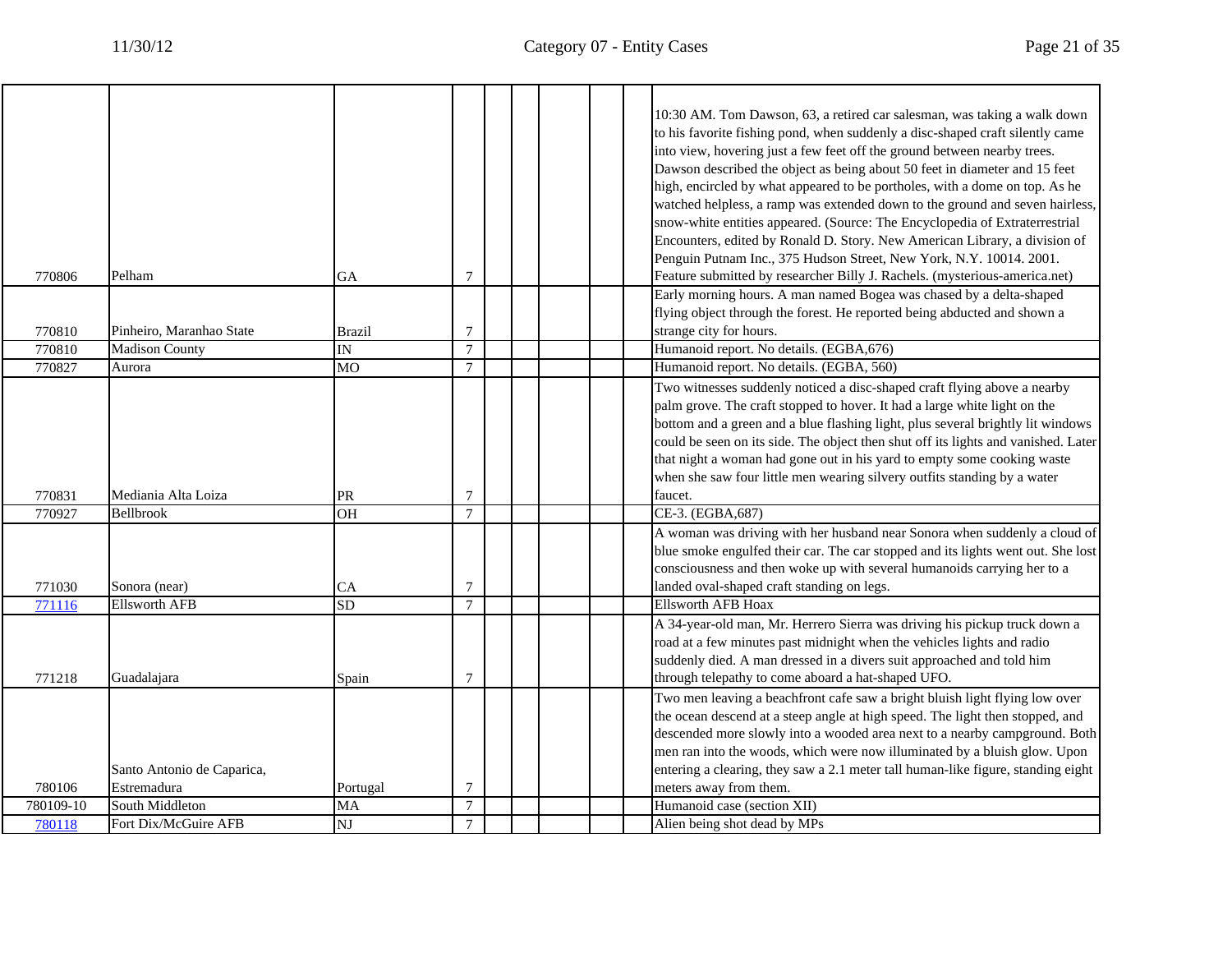| | | | | | | | | | |
|---|---|---|---|---|---|---|---|---|---|
| 770806 | Pelham | GA | 7 | | | | | | 10:30 AM. Tom Dawson, 63, a retired car salesman, was taking a walk down to his favorite fishing pond, when suddenly a disc-shaped craft silently came into view, hovering just a few feet off the ground between nearby trees. Dawson described the object as being about 50 feet in diameter and 15 feet high, encircled by what appeared to be portholes, with a dome on top. As he watched helpless, a ramp was extended down to the ground and seven hairless, snow-white entities appeared. (Source: The Encyclopedia of Extraterrestrial Encounters, edited by Ronald D. Story. New American Library, a division of Penguin Putnam Inc., 375 Hudson Street, New York, N.Y. 10014. 2001. Feature submitted by researcher Billy J. Rachels. (mysterious-america.net) |
| 770810 | Pinheiro, Maranhao State | Brazil | 7 | | | | | | Early morning hours. A man named Bogea was chased by a delta-shaped flying object through the forest. He reported being abducted and shown a strange city for hours. |
| 770810 | Madison County | IN | 7 | | | | | | Humanoid report. No details. (EGBA,676) |
| 770827 | Aurora | MO | 7 | | | | | | Humanoid report. No details. (EGBA, 560) |
| 770831 | Mediania Alta Loiza | PR | 7 | | | | | | Two witnesses suddenly noticed a disc-shaped craft flying above a nearby palm grove. The craft stopped to hover. It had a large white light on the bottom and a green and a blue flashing light, plus several brightly lit windows could be seen on its side. The object then shut off its lights and vanished. Later that night a woman had gone out in his yard to empty some cooking waste when she saw four little men wearing silvery outfits standing by a water faucet. |
| 770927 | Bellbrook | OH | 7 | | | | | | CE-3. (EGBA,687) |
| 771030 | Sonora (near) | CA | 7 | | | | | | A woman was driving with her husband near Sonora when suddenly a cloud of blue smoke engulfed their car. The car stopped and its lights went out. She lost consciousness and then woke up with several humanoids carrying her to a landed oval-shaped craft standing on legs. |
| 771116 | Ellsworth AFB | SD | 7 | | | | | | Ellsworth AFB Hoax |
| 771218 | Guadalajara | Spain | 7 | | | | | | A 34-year-old man, Mr. Herrero Sierra was driving his pickup truck down a road at a few minutes past midnight when the vehicles lights and radio suddenly died. A man dressed in a divers suit approached and told him through telepathy to come aboard a hat-shaped UFO. |
| 780106 | Santo Antonio de Caparica, Estremadura | Portugal | 7 | | | | | | Two men leaving a beachfront cafe saw a bright bluish light flying low over the ocean descend at a steep angle at high speed. The light then stopped, and descended more slowly into a wooded area next to a nearby campground. Both men ran into the woods, which were now illuminated by a bluish glow. Upon entering a clearing, they saw a 2.1 meter tall human-like figure, standing eight meters away from them. |
| 780109-10 | South Middleton | MA | 7 | | | | | | Humanoid case (section XII) |
| 780118 | Fort Dix/McGuire AFB | NJ | 7 | | | | | | Alien being shot dead by MPs |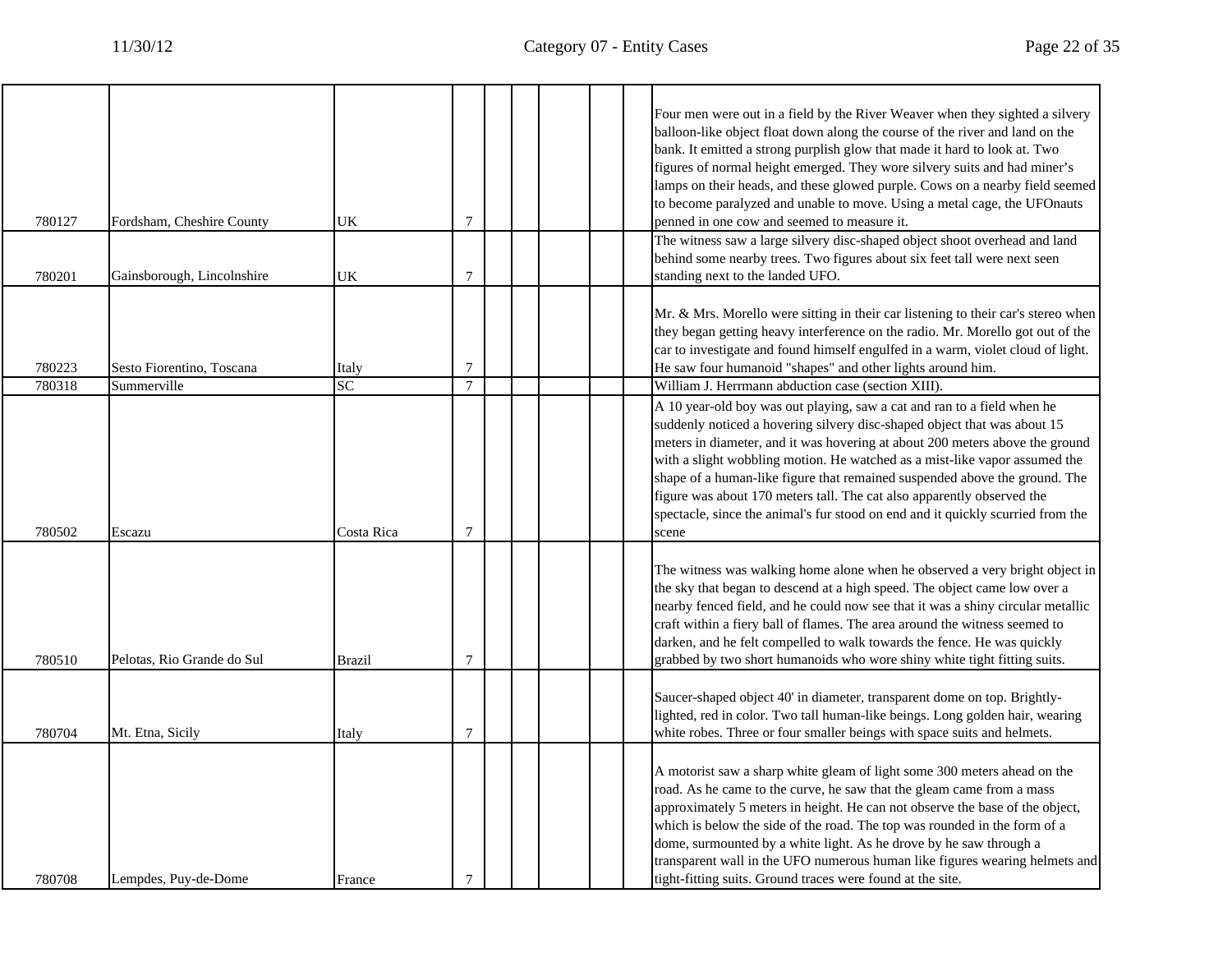| | | | | | | | | | |
|---|---|---|---|---|---|---|---|---|---|
| 780127 | Fordsham, Cheshire County | UK | 7 | | | | | | Four men were out in a field by the River Weaver when they sighted a silvery balloon-like object float down along the course of the river and land on the bank. It emitted a strong purplish glow that made it hard to look at. Two figures of normal height emerged. They wore silvery suits and had miner's lamps on their heads, and these glowed purple. Cows on a nearby field seemed to become paralyzed and unable to move. Using a metal cage, the UFOnauts penned in one cow and seemed to measure it. |
| 780201 | Gainsborough, Lincolnshire | UK | 7 | | | | | | The witness saw a large silvery disc-shaped object shoot overhead and land behind some nearby trees. Two figures about six feet tall were next seen standing next to the landed UFO. |
| 780223 | Sesto Fiorentino, Toscana | Italy | 7 | | | | | | Mr. & Mrs. Morello were sitting in their car listening to their car's stereo when they began getting heavy interference on the radio. Mr. Morello got out of the car to investigate and found himself engulfed in a warm, violet cloud of light. He saw four humanoid "shapes" and other lights around him. |
| 780318 | Summerville | SC | 7 | | | | | | William J. Herrmann abduction case (section XIII). |
| 780502 | Escazu | Costa Rica | 7 | | | | | | A 10 year-old boy was out playing, saw a cat and ran to a field when he suddenly noticed a hovering silvery disc-shaped object that was about 15 meters in diameter, and it was hovering at about 200 meters above the ground with a slight wobbling motion. He watched as a mist-like vapor assumed the shape of a human-like figure that remained suspended above the ground. The figure was about 170 meters tall. The cat also apparently observed the spectacle, since the animal's fur stood on end and it quickly scurried from the scene |
| 780510 | Pelotas, Rio Grande do Sul | Brazil | 7 | | | | | | The witness was walking home alone when he observed a very bright object in the sky that began to descend at a high speed. The object came low over a nearby fenced field, and he could now see that it was a shiny circular metallic craft within a fiery ball of flames. The area around the witness seemed to darken, and he felt compelled to walk towards the fence. He was quickly grabbed by two short humanoids who wore shiny white tight fitting suits. |
| 780704 | Mt. Etna, Sicily | Italy | 7 | | | | | | Saucer-shaped object 40' in diameter, transparent dome on top. Brightly-lighted, red in color. Two tall human-like beings. Long golden hair, wearing white robes. Three or four smaller beings with space suits and helmets. |
| 780708 | Lempdes, Puy-de-Dome | France | 7 | | | | | | A motorist saw a sharp white gleam of light some 300 meters ahead on the road. As he came to the curve, he saw that the gleam came from a mass approximately 5 meters in height. He can not observe the base of the object, which is below the side of the road. The top was rounded in the form of a dome, surmounted by a white light. As he drove by he saw through a transparent wall in the UFO numerous human like figures wearing helmets and tight-fitting suits. Ground traces were found at the site. |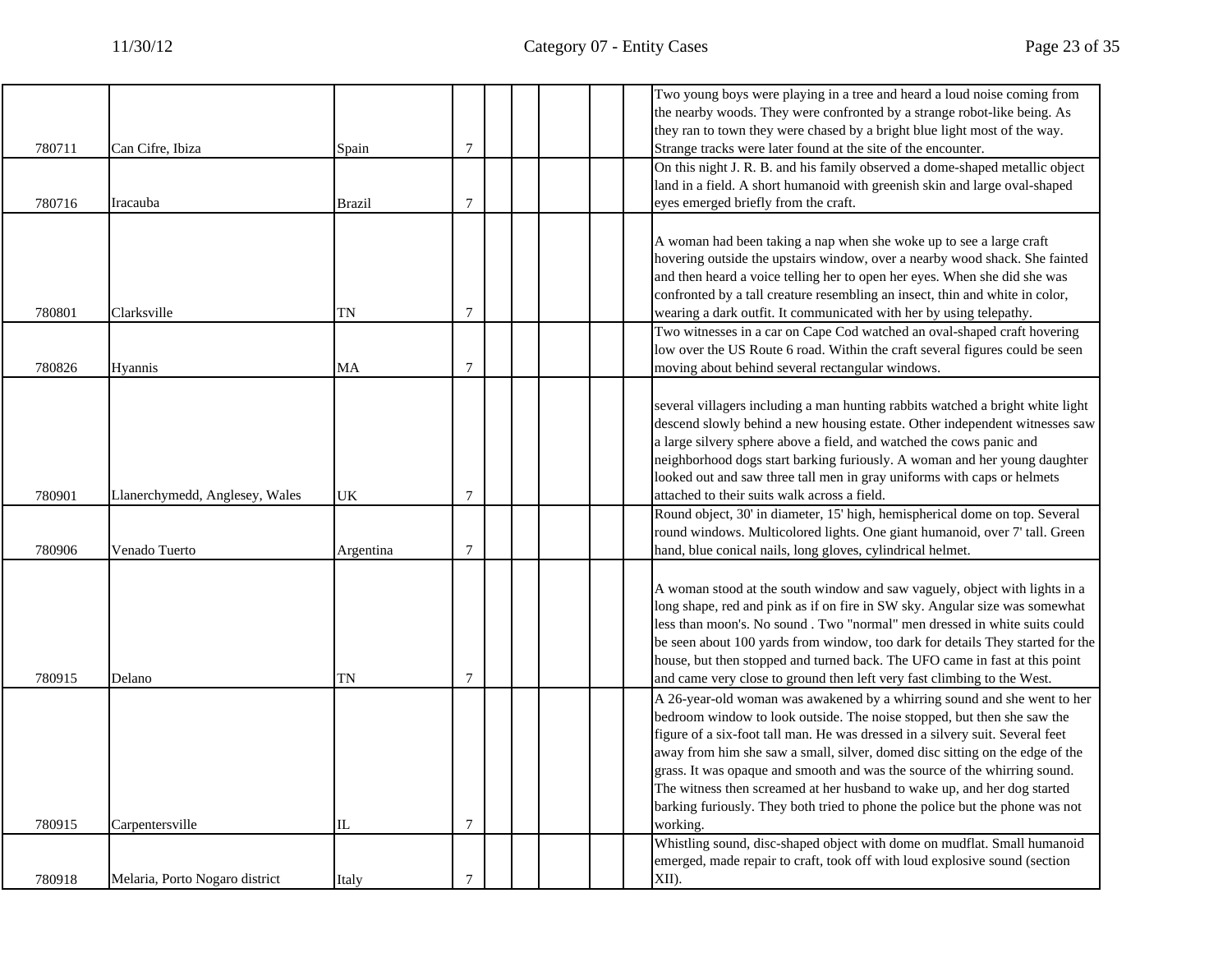| | | | | | | | | | |
|---|---|---|---|---|---|---|---|---|---|
| 780711 | Can Cifre, Ibiza | Spain | 7 | | | | | | Two young boys were playing in a tree and heard a loud noise coming from the nearby woods. They were confronted by a strange robot-like being. As they ran to town they were chased by a bright blue light most of the way. Strange tracks were later found at the site of the encounter. |
| 780716 | Iracauba | Brazil | 7 | | | | | | On this night J. R. B. and his family observed a dome-shaped metallic object land in a field. A short humanoid with greenish skin and large oval-shaped eyes emerged briefly from the craft. |
| 780801 | Clarksville | TN | 7 | | | | | | A woman had been taking a nap when she woke up to see a large craft hovering outside the upstairs window, over a nearby wood shack. She fainted and then heard a voice telling her to open her eyes. When she did she was confronted by a tall creature resembling an insect, thin and white in color, wearing a dark outfit. It communicated with her by using telepathy. |
| 780826 | Hyannis | MA | 7 | | | | | | Two witnesses in a car on Cape Cod watched an oval-shaped craft hovering low over the US Route 6 road. Within the craft several figures could be seen moving about behind several rectangular windows. |
| 780901 | Llanerchymedd, Anglesey, Wales | UK | 7 | | | | | | several villagers including a man hunting rabbits watched a bright white light descend slowly behind a new housing estate. Other independent witnesses saw a large silvery sphere above a field, and watched the cows panic and neighborhood dogs start barking furiously. A woman and her young daughter looked out and saw three tall men in gray uniforms with caps or helmets attached to their suits walk across a field. |
| 780906 | Venado Tuerto | Argentina | 7 | | | | | | Round object, 30' in diameter, 15' high, hemispherical dome on top. Several round windows. Multicolored lights. One giant humanoid, over 7' tall. Green hand, blue conical nails, long gloves, cylindrical helmet. |
| 780915 | Delano | TN | 7 | | | | | | A woman stood at the south window and saw vaguely, object with lights in a long shape, red and pink as if on fire in SW sky. Angular size was somewhat less than moon's. No sound . Two "normal" men dressed in white suits could be seen about 100 yards from window, too dark for details They started for the house, but then stopped and turned back. The UFO came in fast at this point and came very close to ground then left very fast climbing to the West. |
| 780915 | Carpentersville | IL | 7 | | | | | | A 26-year-old woman was awakened by a whirring sound and she went to her bedroom window to look outside. The noise stopped, but then she saw the figure of a six-foot tall man. He was dressed in a silvery suit. Several feet away from him she saw a small, silver, domed disc sitting on the edge of the grass. It was opaque and smooth and was the source of the whirring sound. The witness then screamed at her husband to wake up, and her dog started barking furiously. They both tried to phone the police but the phone was not working. |
| 780918 | Melaria, Porto Nogaro district | Italy | 7 | | | | | | Whistling sound, disc-shaped object with dome on mudflat. Small humanoid emerged, made repair to craft, took off with loud explosive sound (section XII). |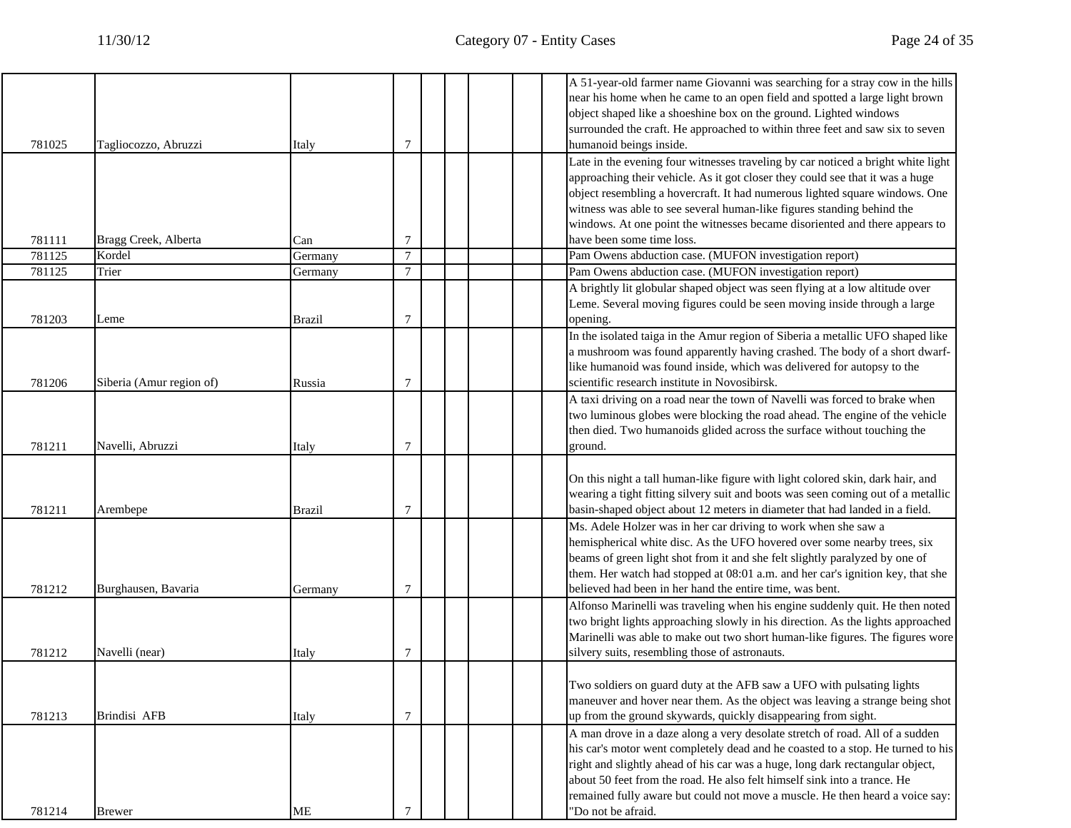| | | | | | | | | | |
|---|---|---|---|---|---|---|---|---|---|
| 781025 | Tagliocozzo, Abruzzi | Italy | 7 | | | | | | A 51-year-old farmer name Giovanni was searching for a stray cow in the hills near his home when he came to an open field and spotted a large light brown object shaped like a shoeshine box on the ground. Lighted windows surrounded the craft. He approached to within three feet and saw six to seven humanoid beings inside. |
| 781111 | Bragg Creek, Alberta | Can | 7 | | | | | | Late in the evening four witnesses traveling by car noticed a bright white light approaching their vehicle. As it got closer they could see that it was a huge object resembling a hovercraft. It had numerous lighted square windows. One witness was able to see several human-like figures standing behind the windows. At one point the witnesses became disoriented and there appears to have been some time loss. |
| 781125 | Kordel | Germany | 7 | | | | | | Pam Owens abduction case. (MUFON investigation report) |
| 781125 | Trier | Germany | 7 | | | | | | Pam Owens abduction case. (MUFON investigation report) |
| 781203 | Leme | Brazil | 7 | | | | | | A brightly lit globular shaped object was seen flying at a low altitude over Leme. Several moving figures could be seen moving inside through a large opening. |
| 781206 | Siberia (Amur region of) | Russia | 7 | | | | | | In the isolated taiga in the Amur region of Siberia a metallic UFO shaped like a mushroom was found apparently having crashed. The body of a short dwarf-like humanoid was found inside, which was delivered for autopsy to the scientific research institute in Novosibirsk. |
| 781211 | Navelli, Abruzzi | Italy | 7 | | | | | | A taxi driving on a road near the town of Navelli was forced to brake when two luminous globes were blocking the road ahead. The engine of the vehicle then died. Two humanoids glided across the surface without touching the ground. |
| 781211 | Arembepe | Brazil | 7 | | | | | | On this night a tall human-like figure with light colored skin, dark hair, and wearing a tight fitting silvery suit and boots was seen coming out of a metallic basin-shaped object about 12 meters in diameter that had landed in a field. |
| 781212 | Burghausen, Bavaria | Germany | 7 | | | | | | Ms. Adele Holzer was in her car driving to work when she saw a hemispherical white disc. As the UFO hovered over some nearby trees, six beams of green light shot from it and she felt slightly paralyzed by one of them. Her watch had stopped at 08:01 a.m. and her car's ignition key, that she believed had been in her hand the entire time, was bent. |
| 781212 | Navelli (near) | Italy | 7 | | | | | | Alfonso Marinelli was traveling when his engine suddenly quit. He then noted two bright lights approaching slowly in his direction. As the lights approached Marinelli was able to make out two short human-like figures. The figures wore silvery suits, resembling those of astronauts. |
| 781213 | Brindisi AFB | Italy | 7 | | | | | | Two soldiers on guard duty at the AFB saw a UFO with pulsating lights maneuver and hover near them. As the object was leaving a strange being shot up from the ground skywards, quickly disappearing from sight. |
| 781214 | Brewer | ME | 7 | | | | | | A man drove in a daze along a very desolate stretch of road. All of a sudden his car's motor went completely dead and he coasted to a stop. He turned to his right and slightly ahead of his car was a huge, long dark rectangular object, about 50 feet from the road. He also felt himself sink into a trance. He remained fully aware but could not move a muscle. He then heard a voice say: "Do not be afraid. |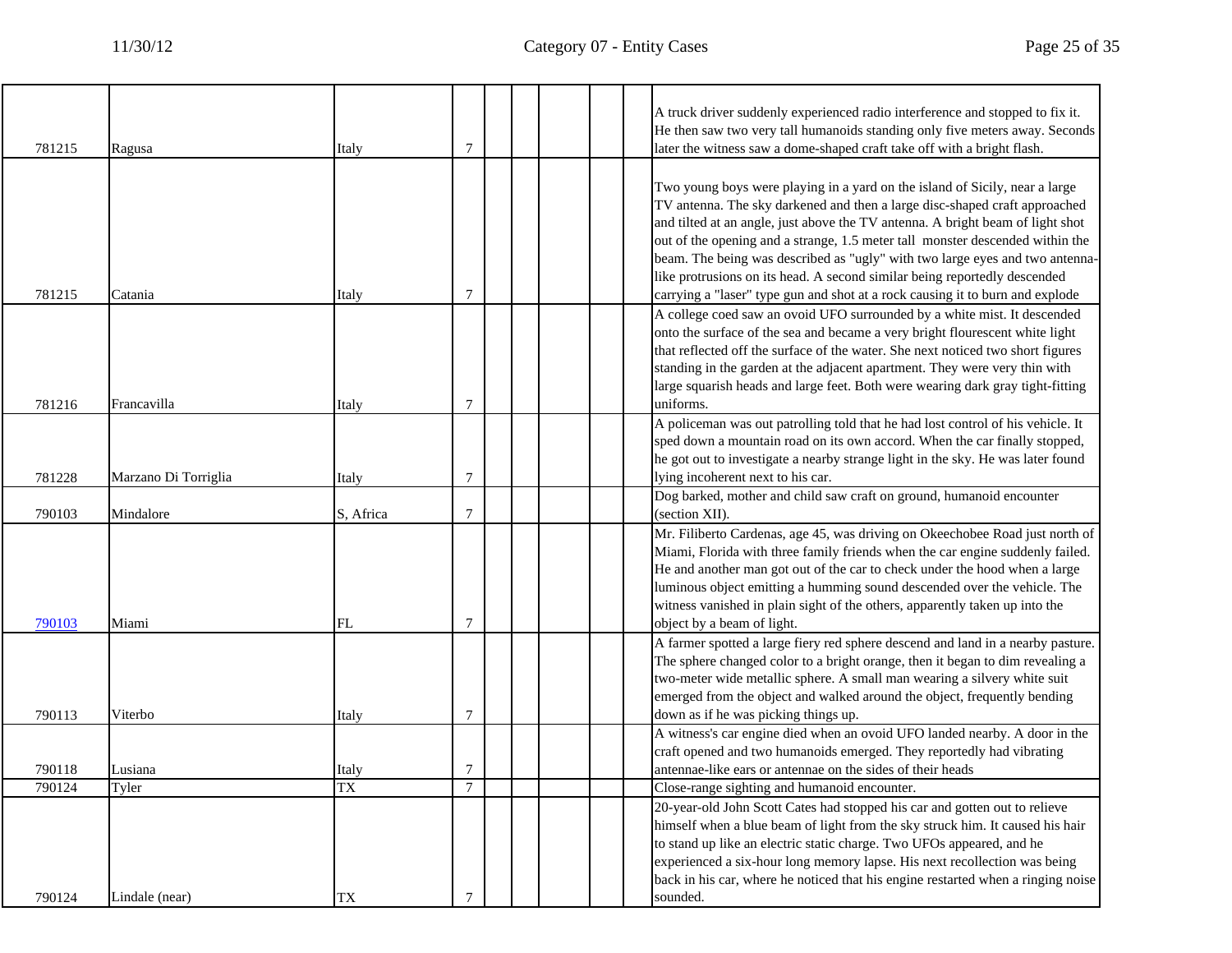| | | | | | | | | | |
|---|---|---|---|---|---|---|---|---|---|
| 781215 | Ragusa | Italy | 7 | | | | | | A truck driver suddenly experienced radio interference and stopped to fix it. He then saw two very tall humanoids standing only five meters away. Seconds later the witness saw a dome-shaped craft take off with a bright flash. |
| 781215 | Catania | Italy | 7 | | | | | | Two young boys were playing in a yard on the island of Sicily, near a large TV antenna. The sky darkened and then a large disc-shaped craft approached and tilted at an angle, just above the TV antenna. A bright beam of light shot out of the opening and a strange, 1.5 meter tall monster descended within the beam. The being was described as "ugly" with two large eyes and two antenna-like protrusions on its head. A second similar being reportedly descended carrying a "laser" type gun and shot at a rock causing it to burn and explode |
| 781216 | Francavilla | Italy | 7 | | | | | | A college coed saw an ovoid UFO surrounded by a white mist. It descended onto the surface of the sea and became a very bright flourescent white light that reflected off the surface of the water. She next noticed two short figures standing in the garden at the adjacent apartment. They were very thin with large squarish heads and large feet. Both were wearing dark gray tight-fitting uniforms. |
| 781228 | Marzano Di Torriglia | Italy | 7 | | | | | | A policeman was out patrolling told that he had lost control of his vehicle. It sped down a mountain road on its own accord. When the car finally stopped, he got out to investigate a nearby strange light in the sky. He was later found lying incoherent next to his car. |
| 790103 | Mindalore | S, Africa | 7 | | | | | | Dog barked, mother and child saw craft on ground, humanoid encounter (section XII). |
| 790103 | Miami | FL | 7 | | | | | | Mr. Filiberto Cardenas, age 45, was driving on Okeechobee Road just north of Miami, Florida with three family friends when the car engine suddenly failed. He and another man got out of the car to check under the hood when a large luminous object emitting a humming sound descended over the vehicle. The witness vanished in plain sight of the others, apparently taken up into the object by a beam of light. |
| 790113 | Viterbo | Italy | 7 | | | | | | A farmer spotted a large fiery red sphere descend and land in a nearby pasture. The sphere changed color to a bright orange, then it began to dim revealing a two-meter wide metallic sphere. A small man wearing a silvery white suit emerged from the object and walked around the object, frequently bending down as if he was picking things up. |
| 790118 | Lusiana | Italy | 7 | | | | | | A witness's car engine died when an ovoid UFO landed nearby. A door in the craft opened and two humanoids emerged. They reportedly had vibrating antennae-like ears or antennae on the sides of their heads |
| 790124 | Tyler | TX | 7 | | | | | | Close-range sighting and humanoid encounter. |
| 790124 | Lindale (near) | TX | 7 | | | | | | 20-year-old John Scott Cates had stopped his car and gotten out to relieve himself when a blue beam of light from the sky struck him. It caused his hair to stand up like an electric static charge. Two UFOs appeared, and he experienced a six-hour long memory lapse. His next recollection was being back in his car, where he noticed that his engine restarted when a ringing noise sounded. |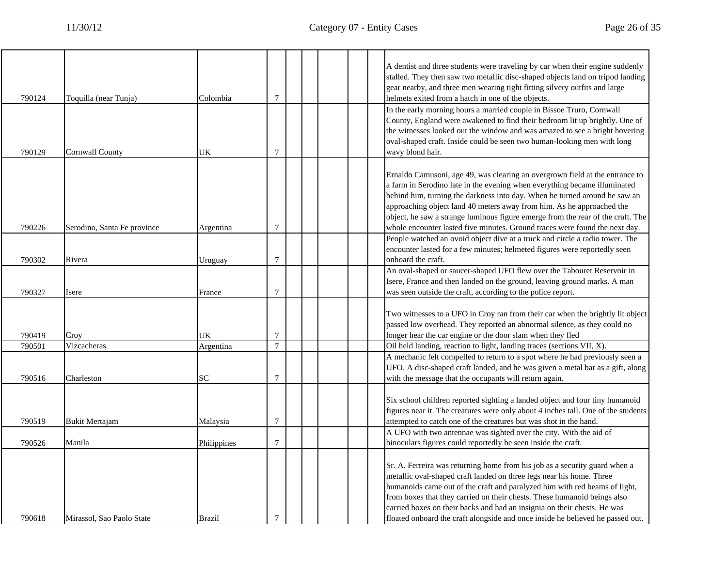| | | | | | | | | | |
|---|---|---|---|---|---|---|---|---|---|
| 790124 | Toquilla (near Tunja) | Colombia | 7 | | | | | | A dentist and three students were traveling by car when their engine suddenly stalled. They then saw two metallic disc-shaped objects land on tripod landing gear nearby, and three men wearing tight fitting silvery outfits and large helmets exited from a hatch in one of the objects. |
| 790129 | Cornwall County | UK | 7 | | | | | | In the early morning hours a married couple in Bissoe Truro, Cornwall County, England were awakened to find their bedroom lit up brightly. One of the witnesses looked out the window and was amazed to see a bright hovering oval-shaped craft. Inside could be seen two human-looking men with long wavy blond hair. |
| 790226 | Serodino, Santa Fe province | Argentina | 7 | | | | | | Ernaldo Camusoni, age 49, was clearing an overgrown field at the entrance to a farm in Serodino late in the evening when everything became illuminated behind him, turning the darkness into day. When he turned around he saw an approaching object land 40 meters away from him. As he approached the object, he saw a strange luminous figure emerge from the rear of the craft. The whole encounter lasted five minutes. Ground traces were found the next day. |
| 790302 | Rivera | Uruguay | 7 | | | | | | People watched an ovoid object dive at a truck and circle a radio tower. The encounter lasted for a few minutes; helmeted figures were reportedly seen onboard the craft. |
| 790327 | Isere | France | 7 | | | | | | An oval-shaped or saucer-shaped UFO flew over the Tabouret Reservoir in Isere, France and then landed on the ground, leaving ground marks. A man was seen outside the craft, according to the police report. |
| 790419 | Croy | UK | 7 | | | | | | Two witnesses to a UFO in Croy ran from their car when the brightly lit object passed low overhead. They reported an abnormal silence, as they could no longer hear the car engine or the door slam when they fled |
| 790501 | Vizcacheras | Argentina | 7 | | | | | | Oil held landing, reaction to light, landing traces (sections VII, X). |
| 790516 | Charleston | SC | 7 | | | | | | A mechanic felt compelled to return to a spot where he had previously seen a UFO. A disc-shaped craft landed, and he was given a metal bar as a gift, along with the message that the occupants will return again. |
| 790519 | Bukit Mertajam | Malaysia | 7 | | | | | | Six school children reported sighting a landed object and four tiny humanoid figures near it. The creatures were only about 4 inches tall. One of the students attempted to catch one of the creatures but was shot in the hand. |
| 790526 | Manila | Philippines | 7 | | | | | | A UFO with two antennae was sighted over the city. With the aid of binoculars figures could reportedly be seen inside the craft. |
| 790618 | Mirassol, Sao Paolo State | Brazil | 7 | | | | | | Sr. A. Ferreira was returning home from his job as a security guard when a metallic oval-shaped craft landed on three legs near his home. Three humanoids came out of the craft and paralyzed him with red beams of light, from boxes that they carried on their chests. These humanoid beings also carried boxes on their backs and had an insignia on their chests. He was floated onboard the craft alongside and once inside he believed he passed out. |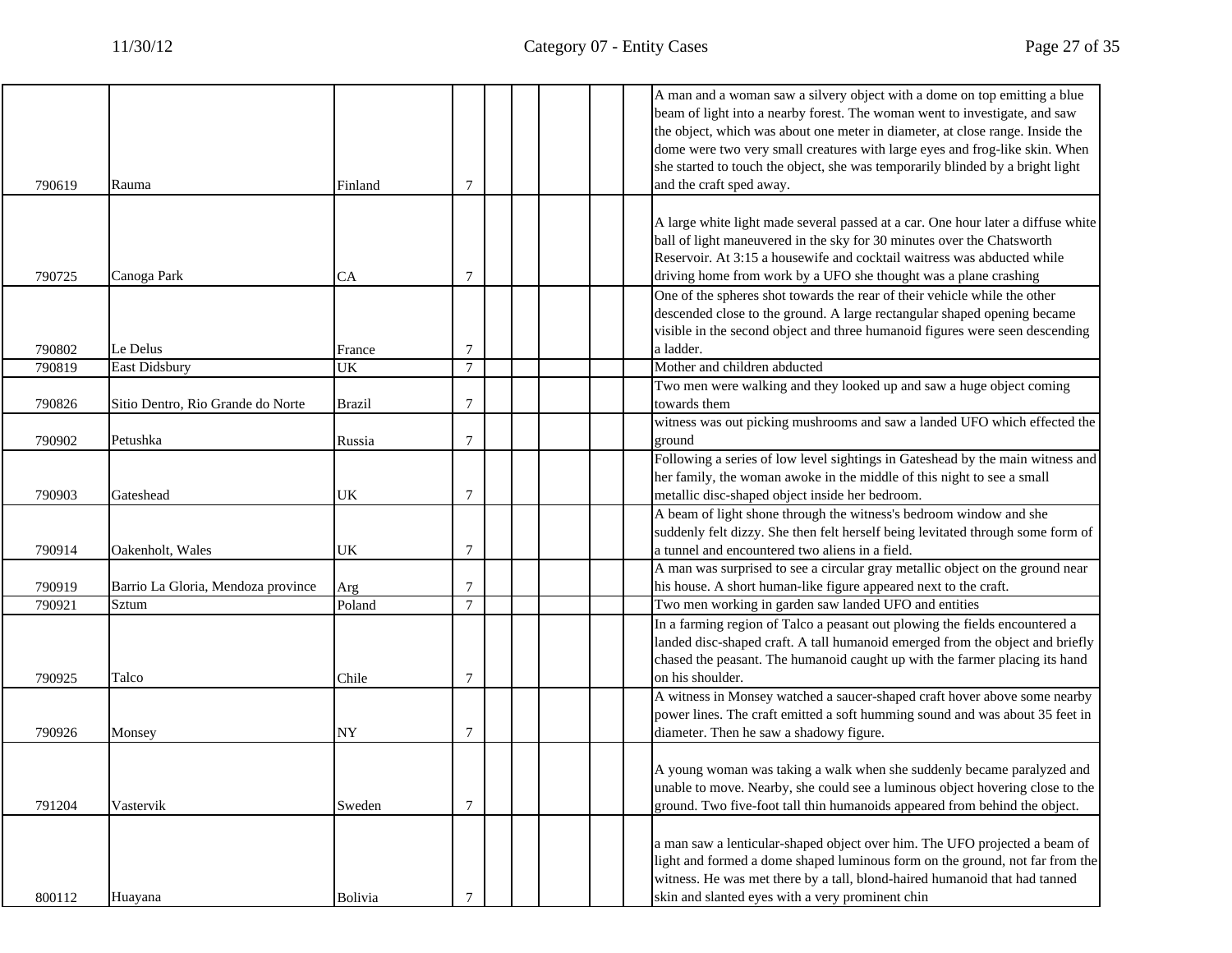| | | | | | | | | | |
|---|---|---|---|---|---|---|---|---|---|
| 790619 | Rauma | Finland | 7 | | | | | | A man and a woman saw a silvery object with a dome on top emitting a blue beam of light into a nearby forest. The woman went to investigate, and saw the object, which was about one meter in diameter, at close range. Inside the dome were two very small creatures with large eyes and frog-like skin. When she started to touch the object, she was temporarily blinded by a bright light and the craft sped away. |
| 790725 | Canoga Park | CA | 7 | | | | | | A large white light made several passed at a car. One hour later a diffuse white ball of light maneuvered in the sky for 30 minutes over the Chatsworth Reservoir. At 3:15 a housewife and cocktail waitress was abducted while driving home from work by a UFO she thought was a plane crashing |
| 790802 | Le Delus | France | 7 | | | | | | One of the spheres shot towards the rear of their vehicle while the other descended close to the ground. A large rectangular shaped opening became visible in the second object and three humanoid figures were seen descending a ladder. |
| 790819 | East Didsbury | UK | 7 | | | | | | Mother and children abducted |
| 790826 | Sitio Dentro, Rio Grande do Norte | Brazil | 7 | | | | | | Two men were walking and they looked up and saw a huge object coming towards them |
| 790902 | Petushka | Russia | 7 | | | | | | witness was out picking mushrooms and saw a landed UFO which effected the ground |
| 790903 | Gateshead | UK | 7 | | | | | | Following a series of low level sightings in Gateshead by the main witness and her family, the woman awoke in the middle of this night to see a small metallic disc-shaped object inside her bedroom. |
| 790914 | Oakenholt, Wales | UK | 7 | | | | | | A beam of light shone through the witness's bedroom window and she suddenly felt dizzy. She then felt herself being levitated through some form of a tunnel and encountered two aliens in a field. |
| 790919 | Barrio La Gloria, Mendoza province | Arg | 7 | | | | | | A man was surprised to see a circular gray metallic object on the ground near his house. A short human-like figure appeared next to the craft. |
| 790921 | Sztum | Poland | 7 | | | | | | Two men working in garden saw landed UFO and entities |
| 790925 | Talco | Chile | 7 | | | | | | In a farming region of Talco a peasant out plowing the fields encountered a landed disc-shaped craft. A tall humanoid emerged from the object and briefly chased the peasant. The humanoid caught up with the farmer placing its hand on his shoulder. |
| 790926 | Monsey | NY | 7 | | | | | | A witness in Monsey watched a saucer-shaped craft hover above some nearby power lines. The craft emitted a soft humming sound and was about 35 feet in diameter. Then he saw a shadowy figure. |
| 791204 | Vastervik | Sweden | 7 | | | | | | A young woman was taking a walk when she suddenly became paralyzed and unable to move. Nearby, she could see a luminous object hovering close to the ground. Two five-foot tall thin humanoids appeared from behind the object. |
| 800112 | Huayana | Bolivia | 7 | | | | | | a man saw a lenticular-shaped object over him. The UFO projected a beam of light and formed a dome shaped luminous form on the ground, not far from the witness. He was met there by a tall, blond-haired humanoid that had tanned skin and slanted eyes with a very prominent chin |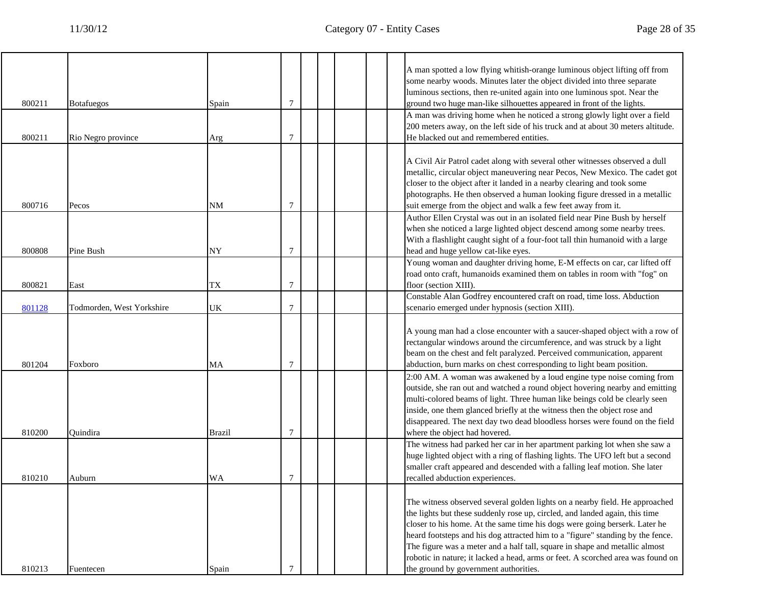| | | | | | | | | | |
|---|---|---|---|---|---|---|---|---|---|
| 800211 | Botafuegos | Spain | 7 | | | | | | A man spotted a low flying whitish-orange luminous object lifting off from some nearby woods. Minutes later the object divided into three separate luminous sections, then re-united again into one luminous spot. Near the ground two huge man-like silhouettes appeared in front of the lights. |
| 800211 | Rio Negro province | Arg | 7 | | | | | | A man was driving home when he noticed a strong glowly light over a field 200 meters away, on the left side of his truck and at about 30 meters altitude. He blacked out and remembered entities. |
| 800716 | Pecos | NM | 7 | | | | | | A Civil Air Patrol cadet along with several other witnesses observed a dull metallic, circular object maneuvering near Pecos, New Mexico. The cadet got closer to the object after it landed in a nearby clearing and took some photographs. He then observed a human looking figure dressed in a metallic suit emerge from the object and walk a few feet away from it. |
| 800808 | Pine Bush | NY | 7 | | | | | | Author Ellen Crystal was out in an isolated field near Pine Bush by herself when she noticed a large lighted object descend among some nearby trees. With a flashlight caught sight of a four-foot tall thin humanoid with a large head and huge yellow cat-like eyes. |
| 800821 | East | TX | 7 | | | | | | Young woman and daughter driving home, E-M effects on car, car lifted off road onto craft, humanoids examined them on tables in room with "fog" on floor (section XIII). |
| 801128 | Todmorden, West Yorkshire | UK | 7 | | | | | | Constable Alan Godfrey encountered craft on road, time loss. Abduction scenario emerged under hypnosis (section XIII). |
| 801204 | Foxboro | MA | 7 | | | | | | A young man had a close encounter with a saucer-shaped object with a row of rectangular windows around the circumference, and was struck by a light beam on the chest and felt paralyzed. Perceived communication, apparent abduction, burn marks on chest corresponding to light beam position. |
| 810200 | Quindira | Brazil | 7 | | | | | | 2:00 AM. A woman was awakened by a loud engine type noise coming from outside, she ran out and watched a round object hovering nearby and emitting multi-colored beams of light. Three human like beings cold be clearly seen inside, one them glanced briefly at the witness then the object rose and disappeared. The next day two dead bloodless horses were found on the field where the object had hovered. |
| 810210 | Auburn | WA | 7 | | | | | | The witness had parked her car in her apartment parking lot when she saw a huge lighted object with a ring of flashing lights. The UFO left but a second smaller craft appeared and descended with a falling leaf motion. She later recalled abduction experiences. |
| 810213 | Fuentecen | Spain | 7 | | | | | | The witness observed several golden lights on a nearby field. He approached the lights but these suddenly rose up, circled, and landed again, this time closer to his home. At the same time his dogs were going berserk. Later he heard footsteps and his dog attracted him to a "figure" standing by the fence. The figure was a meter and a half tall, square in shape and metallic almost robotic in nature; it lacked a head, arms or feet. A scorched area was found on the ground by government authorities. |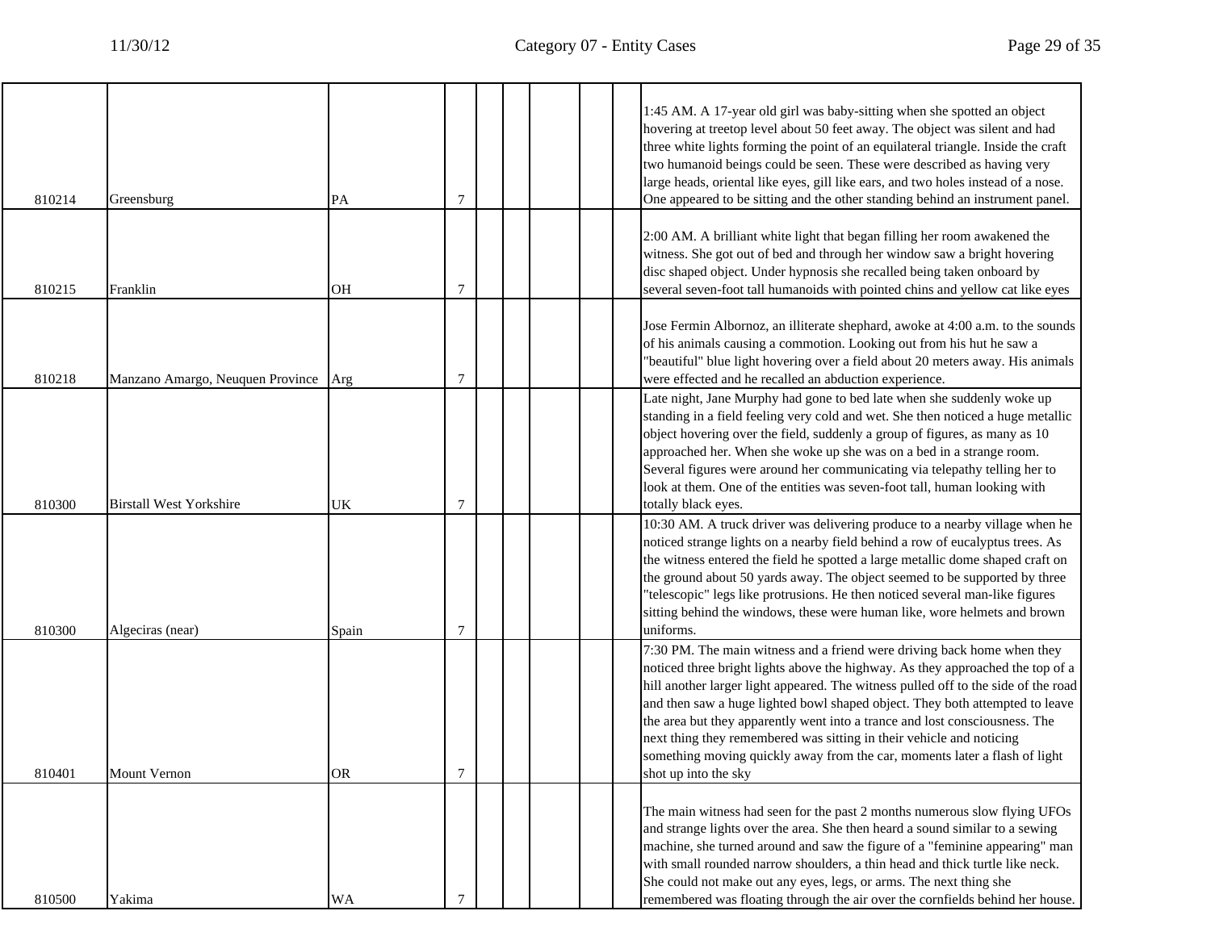| | | | | | | | | | | |
|---|---|---|---|---|---|---|---|---|---|---|
| 810214 | Greensburg | PA | 7 | | | | | | | 1:45 AM. A 17-year old girl was baby-sitting when she spotted an object hovering at treetop level about 50 feet away. The object was silent and had three white lights forming the point of an equilateral triangle. Inside the craft two humanoid beings could be seen. These were described as having very large heads, oriental like eyes, gill like ears, and two holes instead of a nose. One appeared to be sitting and the other standing behind an instrument panel. |
| 810215 | Franklin | OH | 7 | | | | | | | 2:00 AM. A brilliant white light that began filling her room awakened the witness. She got out of bed and through her window saw a bright hovering disc shaped object. Under hypnosis she recalled being taken onboard by several seven-foot tall humanoids with pointed chins and yellow cat like eyes |
| 810218 | Manzano Amargo, Neuquen Province | Arg | 7 | | | | | | | Jose Fermin Albornoz, an illiterate shephard, awoke at 4:00 a.m. to the sounds of his animals causing a commotion. Looking out from his hut he saw a "beautiful" blue light hovering over a field about 20 meters away. His animals were effected and he recalled an abduction experience. |
| 810300 | Birstall West Yorkshire | UK | 7 | | | | | | | Late night, Jane Murphy had gone to bed late when she suddenly woke up standing in a field feeling very cold and wet. She then noticed a huge metallic object hovering over the field, suddenly a group of figures, as many as 10 approached her. When she woke up she was on a bed in a strange room. Several figures were around her communicating via telepathy telling her to look at them. One of the entities was seven-foot tall, human looking with totally black eyes. |
| 810300 | Algeciras (near) | Spain | 7 | | | | | | | 10:30 AM. A truck driver was delivering produce to a nearby village when he noticed strange lights on a nearby field behind a row of eucalyptus trees. As the witness entered the field he spotted a large metallic dome shaped craft on the ground about 50 yards away. The object seemed to be supported by three "telescopic" legs like protrusions. He then noticed several man-like figures sitting behind the windows, these were human like, wore helmets and brown uniforms. |
| 810401 | Mount Vernon | OR | 7 | | | | | | | 7:30 PM. The main witness and a friend were driving back home when they noticed three bright lights above the highway. As they approached the top of a hill another larger light appeared. The witness pulled off to the side of the road and then saw a huge lighted bowl shaped object. They both attempted to leave the area but they apparently went into a trance and lost consciousness. The next thing they remembered was sitting in their vehicle and noticing something moving quickly away from the car, moments later a flash of light shot up into the sky |
| 810500 | Yakima | WA | 7 | | | | | | | The main witness had seen for the past 2 months numerous slow flying UFOs and strange lights over the area. She then heard a sound similar to a sewing machine, she turned around and saw the figure of a "feminine appearing" man with small rounded narrow shoulders, a thin head and thick turtle like neck. She could not make out any eyes, legs, or arms. The next thing she remembered was floating through the air over the cornfields behind her house. |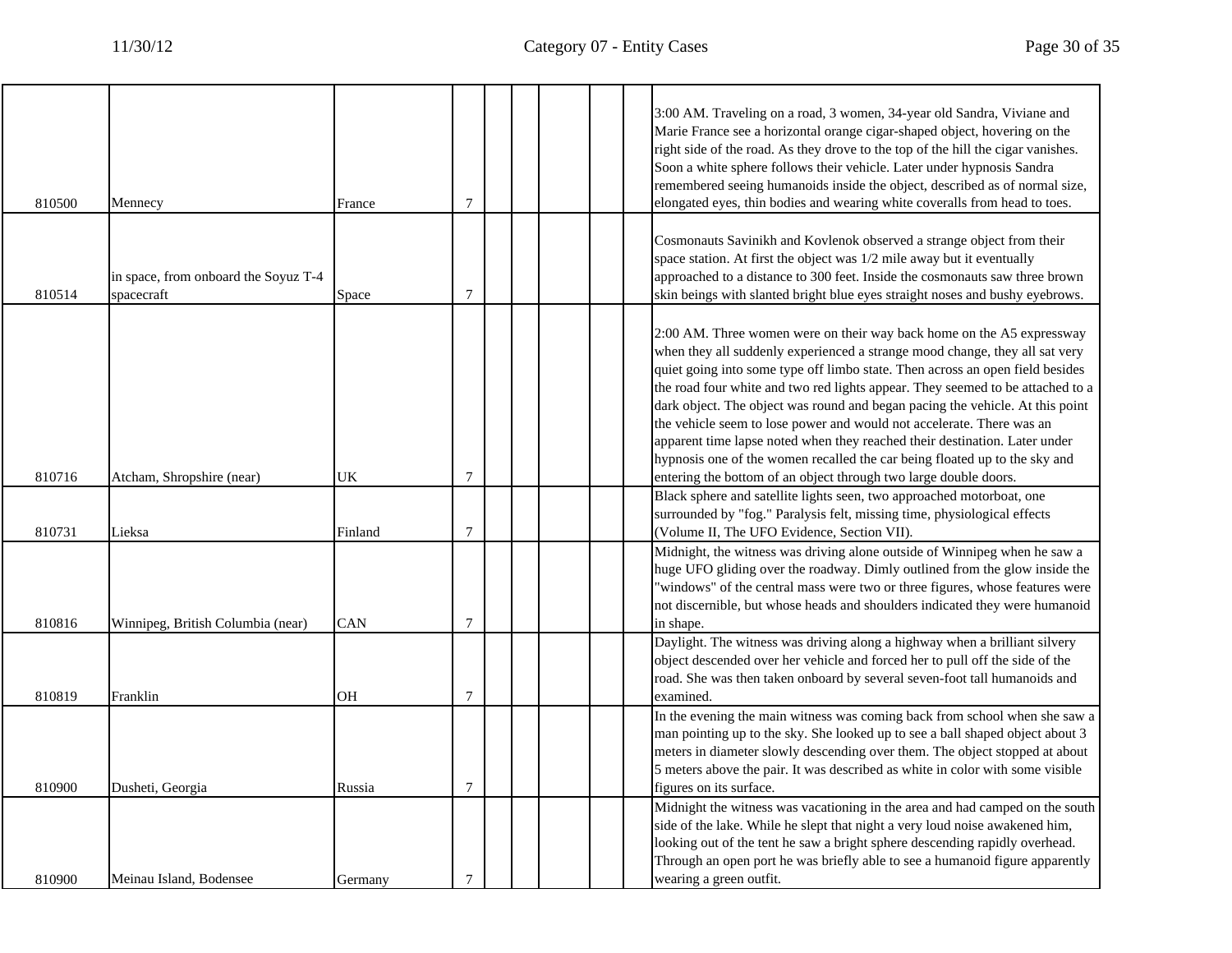| | | | | | | | | | |
|---|---|---|---|---|---|---|---|---|---|
| 810500 | Mennecy | France | 7 | | | | | | 3:00 AM. Traveling on a road, 3 women, 34-year old Sandra, Viviane and Marie France see a horizontal orange cigar-shaped object, hovering on the right side of the road. As they drove to the top of the hill the cigar vanishes. Soon a white sphere follows their vehicle. Later under hypnosis Sandra remembered seeing humanoids inside the object, described as of normal size, elongated eyes, thin bodies and wearing white coveralls from head to toes. |
| 810514 | in space, from onboard the Soyuz T-4 spacecraft | Space | 7 | | | | | | Cosmonauts Savinikh and Kovlenok observed a strange object from their space station. At first the object was 1/2 mile away but it eventually approached to a distance to 300 feet. Inside the cosmonauts saw three brown skin beings with slanted bright blue eyes straight noses and bushy eyebrows. |
| 810716 | Atcham, Shropshire (near) | UK | 7 | | | | | | 2:00 AM. Three women were on their way back home on the A5 expressway when they all suddenly experienced a strange mood change, they all sat very quiet going into some type off limbo state. Then across an open field besides the road four white and two red lights appear. They seemed to be attached to a dark object. The object was round and began pacing the vehicle. At this point the vehicle seem to lose power and would not accelerate. There was an apparent time lapse noted when they reached their destination. Later under hypnosis one of the women recalled the car being floated up to the sky and entering the bottom of an object through two large double doors. |
| 810731 | Lieksa | Finland | 7 | | | | | | Black sphere and satellite lights seen, two approached motorboat, one surrounded by "fog." Paralysis felt, missing time, physiological effects (Volume II, The UFO Evidence, Section VII). |
| 810816 | Winnipeg, British Columbia (near) | CAN | 7 | | | | | | Midnight, the witness was driving alone outside of Winnipeg when he saw a huge UFO gliding over the roadway. Dimly outlined from the glow inside the "windows" of the central mass were two or three figures, whose features were not discernible, but whose heads and shoulders indicated they were humanoid in shape. |
| 810819 | Franklin | OH | 7 | | | | | | Daylight. The witness was driving along a highway when a brilliant silvery object descended over her vehicle and forced her to pull off the side of the road. She was then taken onboard by several seven-foot tall humanoids and examined. |
| 810900 | Dusheti, Georgia | Russia | 7 | | | | | | In the evening the main witness was coming back from school when she saw a man pointing up to the sky. She looked up to see a ball shaped object about 3 meters in diameter slowly descending over them. The object stopped at about 5 meters above the pair. It was described as white in color with some visible figures on its surface. |
| 810900 | Meinau Island, Bodensee | Germany | 7 | | | | | | Midnight the witness was vacationing in the area and had camped on the south side of the lake. While he slept that night a very loud noise awakened him, looking out of the tent he saw a bright sphere descending rapidly overhead. Through an open port he was briefly able to see a humanoid figure apparently wearing a green outfit. |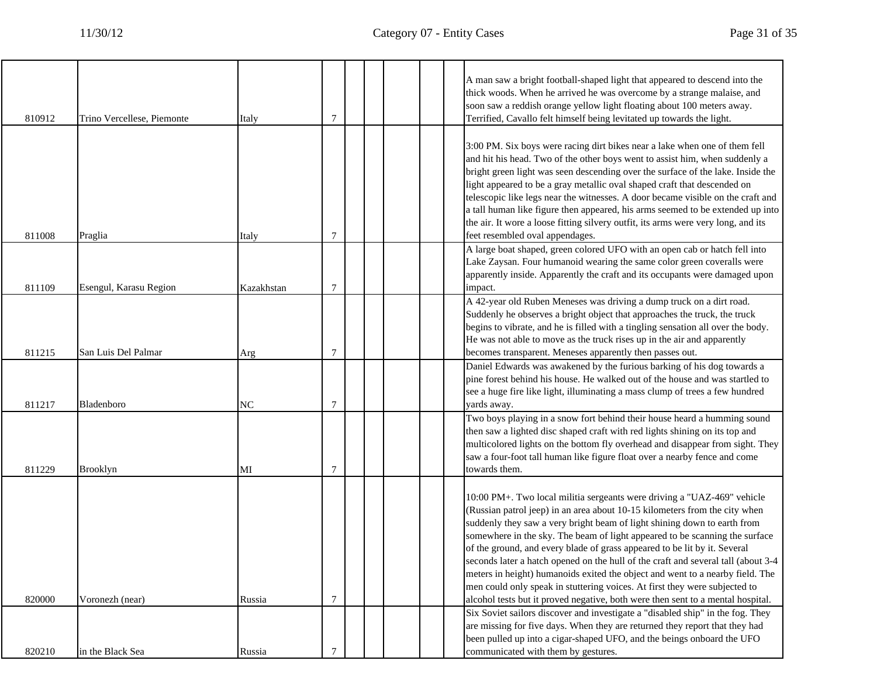| | | | | | | | | | |
|---|---|---|---|---|---|---|---|---|---|
| 810912 | Trino Vercellese, Piemonte | Italy | 7 | | | | | | A man saw a bright football-shaped light that appeared to descend into the thick woods. When he arrived he was overcome by a strange malaise, and soon saw a reddish orange yellow light floating about 100 meters away. Terrified, Cavallo felt himself being levitated up towards the light. |
| 811008 | Praglia | Italy | 7 | | | | | | 3:00 PM. Six boys were racing dirt bikes near a lake when one of them fell and hit his head. Two of the other boys went to assist him, when suddenly a bright green light was seen descending over the surface of the lake. Inside the light appeared to be a gray metallic oval shaped craft that descended on telescopic like legs near the witnesses. A door became visible on the craft and a tall human like figure then appeared, his arms seemed to be extended up into the air. It wore a loose fitting silvery outfit, its arms were very long, and its feet resembled oval appendages. |
| 811109 | Esengul, Karasu Region | Kazakhstan | 7 | | | | | | A large boat shaped, green colored UFO with an open cab or hatch fell into Lake Zaysan. Four humanoid wearing the same color green coveralls were apparently inside. Apparently the craft and its occupants were damaged upon impact. |
| 811215 | San Luis Del Palmar | Arg | 7 | | | | | | A 42-year old Ruben Meneses was driving a dump truck on a dirt road. Suddenly he observes a bright object that approaches the truck, the truck begins to vibrate, and he is filled with a tingling sensation all over the body. He was not able to move as the truck rises up in the air and apparently becomes transparent. Meneses apparently then passes out. |
| 811217 | Bladenboro | NC | 7 | | | | | | Daniel Edwards was awakened by the furious barking of his dog towards a pine forest behind his house. He walked out of the house and was startled to see a huge fire like light, illuminating a mass clump of trees a few hundred yards away. |
| 811229 | Brooklyn | MI | 7 | | | | | | Two boys playing in a snow fort behind their house heard a humming sound then saw a lighted disc shaped craft with red lights shining on its top and multicolored lights on the bottom fly overhead and disappear from sight. They saw a four-foot tall human like figure float over a nearby fence and come towards them. |
| 820000 | Voronezh (near) | Russia | 7 | | | | | | 10:00 PM+. Two local militia sergeants were driving a "UAZ-469" vehicle (Russian patrol jeep) in an area about 10-15 kilometers from the city when suddenly they saw a very bright beam of light shining down to earth from somewhere in the sky. The beam of light appeared to be scanning the surface of the ground, and every blade of grass appeared to be lit by it. Several seconds later a hatch opened on the hull of the craft and several tall (about 3-4 meters in height) humanoids exited the object and went to a nearby field. The men could only speak in stuttering voices. At first they were subjected to alcohol tests but it proved negative, both were then sent to a mental hospital. |
| 820210 | in the Black Sea | Russia | 7 | | | | | | Six Soviet sailors discover and investigate a "disabled ship" in the fog. They are missing for five days. When they are returned they report that they had been pulled up into a cigar-shaped UFO, and the beings onboard the UFO communicated with them by gestures. |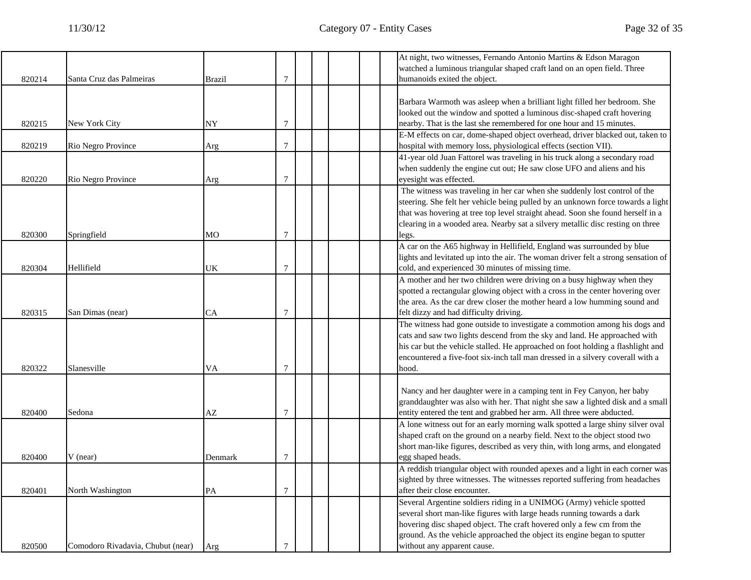| | | | | | | | | | |
|---|---|---|---|---|---|---|---|---|---|
| 820214 | Santa Cruz das Palmeiras | Brazil | 7 | | | | | | At night, two witnesses, Fernando Antonio Martins & Edson Maragon watched a luminous triangular shaped craft land on an open field. Three humanoids exited the object. |
| 820215 | New York City | NY | 7 | | | | | | Barbara Warmoth was asleep when a brilliant light filled her bedroom. She looked out the window and spotted a luminous disc-shaped craft hovering nearby. That is the last she remembered for one hour and 15 minutes. |
| 820219 | Rio Negro Province | Arg | 7 | | | | | | E-M effects on car, dome-shaped object overhead, driver blacked out, taken to hospital with memory loss, physiological effects (section VII). |
| 820220 | Rio Negro Province | Arg | 7 | | | | | | 41-year old Juan Fattorel was traveling in his truck along a secondary road when suddenly the engine cut out; He saw close UFO and aliens and his eyesight was effected. |
| 820300 | Springfield | MO | 7 | | | | | | The witness was traveling in her car when she suddenly lost control of the steering. She felt her vehicle being pulled by an unknown force towards a light that was hovering at tree top level straight ahead. Soon she found herself in a clearing in a wooded area. Nearby sat a silvery metallic disc resting on three legs. |
| 820304 | Hellifield | UK | 7 | | | | | | A car on the A65 highway in Hellifield, England was surrounded by blue lights and levitated up into the air. The woman driver felt a strong sensation of cold, and experienced 30 minutes of missing time. |
| 820315 | San Dimas (near) | CA | 7 | | | | | | A mother and her two children were driving on a busy highway when they spotted a rectangular glowing object with a cross in the center hovering over the area. As the car drew closer the mother heard a low humming sound and felt dizzy and had difficulty driving. |
| 820322 | Slanesville | VA | 7 | | | | | | The witness had gone outside to investigate a commotion among his dogs and cats and saw two lights descend from the sky and land. He approached with his car but the vehicle stalled. He approached on foot holding a flashlight and encountered a five-foot six-inch tall man dressed in a silvery coverall with a hood. |
| 820400 | Sedona | AZ | 7 | | | | | | Nancy and her daughter were in a camping tent in Fey Canyon, her baby granddaughter was also with her. That night she saw a lighted disk and a small entity entered the tent and grabbed her arm. All three were abducted. |
| 820400 | V (near) | Denmark | 7 | | | | | | A lone witness out for an early morning walk spotted a large shiny silver oval shaped craft on the ground on a nearby field. Next to the object stood two short man-like figures, described as very thin, with long arms, and elongated egg shaped heads. |
| 820401 | North Washington | PA | 7 | | | | | | A reddish triangular object with rounded apexes and a light in each corner was sighted by three witnesses. The witnesses reported suffering from headaches after their close encounter. |
| 820500 | Comodoro Rivadavia, Chubut (near) | Arg | 7 | | | | | | Several Argentine soldiers riding in a UNIMOG (Army) vehicle spotted several short man-like figures with large heads running towards a dark hovering disc shaped object. The craft hovered only a few cm from the ground. As the vehicle approached the object its engine began to sputter without any apparent cause. |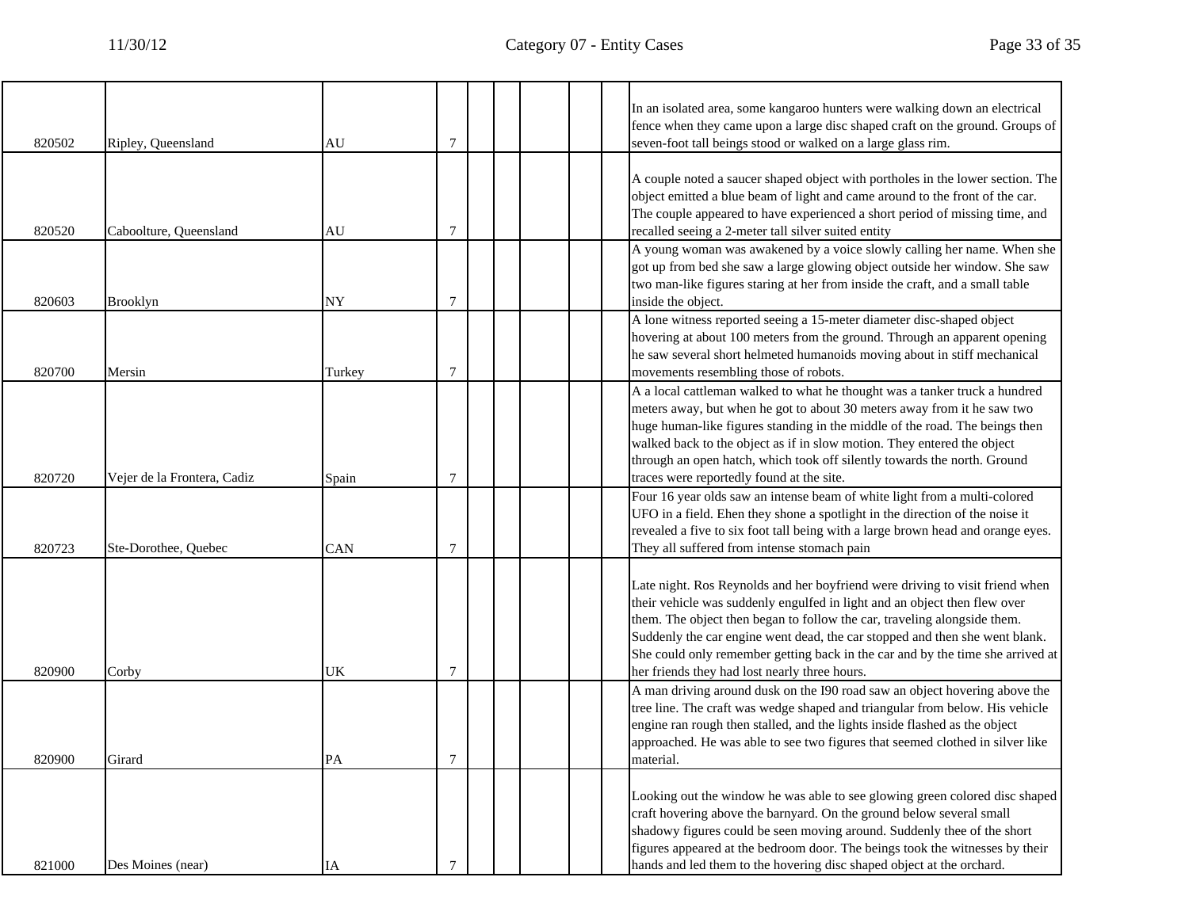| | | | | | | | | | |
|---|---|---|---|---|---|---|---|---|---|
| 820502 | Ripley, Queensland | AU | 7 | | | | | | In an isolated area, some kangaroo hunters were walking down an electrical fence when they came upon a large disc shaped craft on the ground. Groups of seven-foot tall beings stood or walked on a large glass rim. |
| 820520 | Caboolture, Queensland | AU | 7 | | | | | | A couple noted a saucer shaped object with portholes in the lower section. The object emitted a blue beam of light and came around to the front of the car. The couple appeared to have experienced a short period of missing time, and recalled seeing a 2-meter tall silver suited entity |
| 820603 | Brooklyn | NY | 7 | | | | | | A young woman was awakened by a voice slowly calling her name. When she got up from bed she saw a large glowing object outside her window. She saw two man-like figures staring at her from inside the craft, and a small table inside the object. |
| 820700 | Mersin | Turkey | 7 | | | | | | A lone witness reported seeing a 15-meter diameter disc-shaped object hovering at about 100 meters from the ground. Through an apparent opening he saw several short helmeted humanoids moving about in stiff mechanical movements resembling those of robots. |
| 820720 | Vejer de la Frontera, Cadiz | Spain | 7 | | | | | | A a local cattleman walked to what he thought was a tanker truck a hundred meters away, but when he got to about 30 meters away from it he saw two huge human-like figures standing in the middle of the road. The beings then walked back to the object as if in slow motion. They entered the object through an open hatch, which took off silently towards the north. Ground traces were reportedly found at the site. |
| 820723 | Ste-Dorothee, Quebec | CAN | 7 | | | | | | Four 16 year olds saw an intense beam of white light from a multi-colored UFO in a field. Ehen they shone a spotlight in the direction of the noise it revealed a five to six foot tall being with a large brown head and orange eyes. They all suffered from intense stomach pain |
| 820900 | Corby | UK | 7 | | | | | | Late night. Ros Reynolds and her boyfriend were driving to visit friend when their vehicle was suddenly engulfed in light and an object then flew over them. The object then began to follow the car, traveling alongside them. Suddenly the car engine went dead, the car stopped and then she went blank. She could only remember getting back in the car and by the time she arrived at her friends they had lost nearly three hours. |
| 820900 | Girard | PA | 7 | | | | | | A man driving around dusk on the I90 road saw an object hovering above the tree line. The craft was wedge shaped and triangular from below. His vehicle engine ran rough then stalled, and the lights inside flashed as the object approached. He was able to see two figures that seemed clothed in silver like material. |
| 821000 | Des Moines (near) | IA | 7 | | | | | | Looking out the window he was able to see glowing green colored disc shaped craft hovering above the barnyard. On the ground below several small shadowy figures could be seen moving around. Suddenly thee of the short figures appeared at the bedroom door. The beings took the witnesses by their hands and led them to the hovering disc shaped object at the orchard. |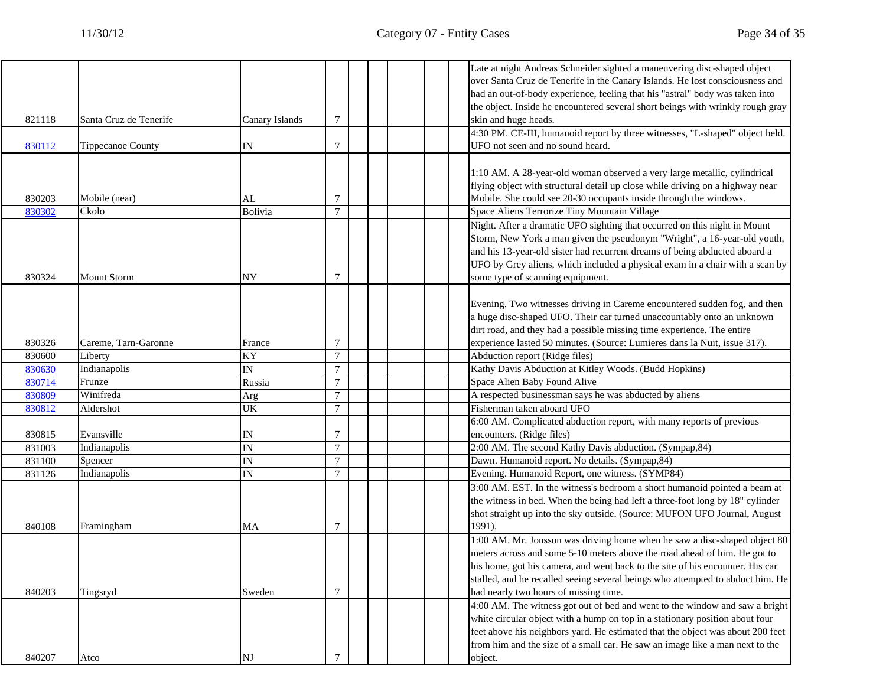| | | | | | | | | | |
|---|---|---|---|---|---|---|---|---|---|
| 821118 | Santa Cruz de Tenerife | Canary Islands | 7 | | | | | | Late at night Andreas Schneider sighted a maneuvering disc-shaped object over Santa Cruz de Tenerife in the Canary Islands. He lost consciousness and had an out-of-body experience, feeling that his "astral" body was taken into the object. Inside he encountered several short beings with wrinkly rough gray skin and huge heads. |
| 830112 | Tippecanoe County | IN | 7 | | | | | | 4:30 PM. CE-III, humanoid report by three witnesses, "L-shaped" object held. UFO not seen and no sound heard. |
| 830203 | Mobile (near) | AL | 7 | | | | | | 1:10 AM. A 28-year-old woman observed a very large metallic, cylindrical flying object with structural detail up close while driving on a highway near Mobile. She could see 20-30 occupants inside through the windows. |
| 830302 | Ckolo | Bolivia | 7 | | | | | | Space Aliens Terrorize Tiny Mountain Village |
| 830324 | Mount Storm | NY | 7 | | | | | | Night. After a dramatic UFO sighting that occurred on this night in Mount Storm, New York a man given the pseudonym "Wright", a 16-year-old youth, and his 13-year-old sister had recurrent dreams of being abducted aboard a UFO by Grey aliens, which included a physical exam in a chair with a scan by some type of scanning equipment. |
| 830326 | Careme, Tarn-Garonne | France | 7 | | | | | | Evening. Two witnesses driving in Careme encountered sudden fog, and then a huge disc-shaped UFO. Their car turned unaccountably onto an unknown dirt road, and they had a possible missing time experience. The entire experience lasted 50 minutes. (Source: Lumieres dans la Nuit, issue 317). |
| 830600 | Liberty | KY | 7 | | | | | | Abduction report (Ridge files) |
| 830630 | Indianapolis | IN | 7 | | | | | | Kathy Davis Abduction at Kitley Woods. (Budd Hopkins) |
| 830714 | Frunze | Russia | 7 | | | | | | Space Alien Baby Found Alive |
| 830809 | Winifreda | Arg | 7 | | | | | | A respected businessman says he was abducted by aliens |
| 830812 | Aldershot | UK | 7 | | | | | | Fisherman taken aboard UFO |
| 830815 | Evansville | IN | 7 | | | | | | 6:00 AM. Complicated abduction report, with many reports of previous encounters. (Ridge files) |
| 831003 | Indianapolis | IN | 7 | | | | | | 2:00 AM. The second Kathy Davis abduction. (Sympap,84) |
| 831100 | Spencer | IN | 7 | | | | | | Dawn. Humanoid report. No details. (Sympap,84) |
| 831126 | Indianapolis | IN | 7 | | | | | | Evening. Humanoid Report, one witness. (SYMP84) |
| 840108 | Framingham | MA | 7 | | | | | | 3:00 AM. EST. In the witness's bedroom a short humanoid pointed a beam at the witness in bed. When the being had left a three-foot long by 18" cylinder shot straight up into the sky outside. (Source: MUFON UFO Journal, August 1991). |
| 840203 | Tingsryd | Sweden | 7 | | | | | | 1:00 AM. Mr. Jonsson was driving home when he saw a disc-shaped object 80 meters across and some 5-10 meters above the road ahead of him. He got to his home, got his camera, and went back to the site of his encounter. His car stalled, and he recalled seeing several beings who attempted to abduct him. He had nearly two hours of missing time. |
| 840207 | Atco | NJ | 7 | | | | | | 4:00 AM. The witness got out of bed and went to the window and saw a bright white circular object with a hump on top in a stationary position about four feet above his neighbors yard. He estimated that the object was about 200 feet from him and the size of a small car. He saw an image like a man next to the object. |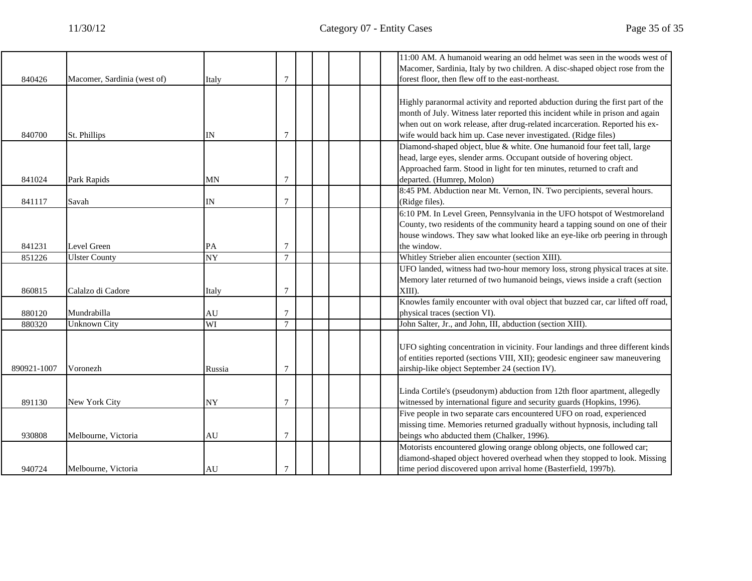| | | | | | | | | | |
|---|---|---|---|---|---|---|---|---|---|
| 840426 | Macomer, Sardinia (west of) | Italy | 7 | | | | | | 11:00 AM. A humanoid wearing an odd helmet was seen in the woods west of Macomer, Sardinia, Italy by two children. A disc-shaped object rose from the forest floor, then flew off to the east-northeast. |
| 840700 | St. Phillips | IN | 7 | | | | | | Highly paranormal activity and reported abduction during the first part of the month of July. Witness later reported this incident while in prison and again when out on work release, after drug-related incarceration. Reported his ex-wife would back him up. Case never investigated. (Ridge files) |
| 841024 | Park Rapids | MN | 7 | | | | | | Diamond-shaped object, blue & white. One humanoid four feet tall, large head, large eyes, slender arms. Occupant outside of hovering object. Approached farm. Stood in light for ten minutes, returned to craft and departed. (Humrep, Molon) |
| 841117 | Savah | IN | 7 | | | | | | 8:45 PM. Abduction near Mt. Vernon, IN. Two percipients, several hours. (Ridge files). |
| 841231 | Level Green | PA | 7 | | | | | | 6:10 PM. In Level Green, Pennsylvania in the UFO hotspot of Westmoreland County, two residents of the community heard a tapping sound on one of their house windows. They saw what looked like an eye-like orb peering in through the window. |
| 851226 | Ulster County | NY | 7 | | | | | | Whitley Strieber alien encounter (section XIII). |
| 860815 | Calalzo di Cadore | Italy | 7 | | | | | | UFO landed, witness had two-hour memory loss, strong physical traces at site. Memory later returned of two humanoid beings, views inside a craft (section XIII). |
| 880120 | Mundrabilla | AU | 7 | | | | | | Knowles family encounter with oval object that buzzed car, car lifted off road, physical traces (section VI). |
| 880320 | Unknown City | WI | 7 | | | | | | John Salter, Jr., and John, III, abduction (section XIII). |
| 890921-1007 | Voronezh | Russia | 7 | | | | | | UFO sighting concentration in vicinity. Four landings and three different kinds of entities reported (sections VIII, XII); geodesic engineer saw maneuvering airship-like object September 24 (section IV). |
| 891130 | New York City | NY | 7 | | | | | | Linda Cortile's (pseudonym) abduction from 12th floor apartment, allegedly witnessed by international figure and security guards (Hopkins, 1996). |
| 930808 | Melbourne, Victoria | AU | 7 | | | | | | Five people in two separate cars encountered UFO on road, experienced missing time. Memories returned gradually without hypnosis, including tall beings who abducted them (Chalker, 1996). |
| 940724 | Melbourne, Victoria | AU | 7 | | | | | | Motorists encountered glowing orange oblong objects, one followed car; diamond-shaped object hovered overhead when they stopped to look. Missing time period discovered upon arrival home (Basterfield, 1997b). |